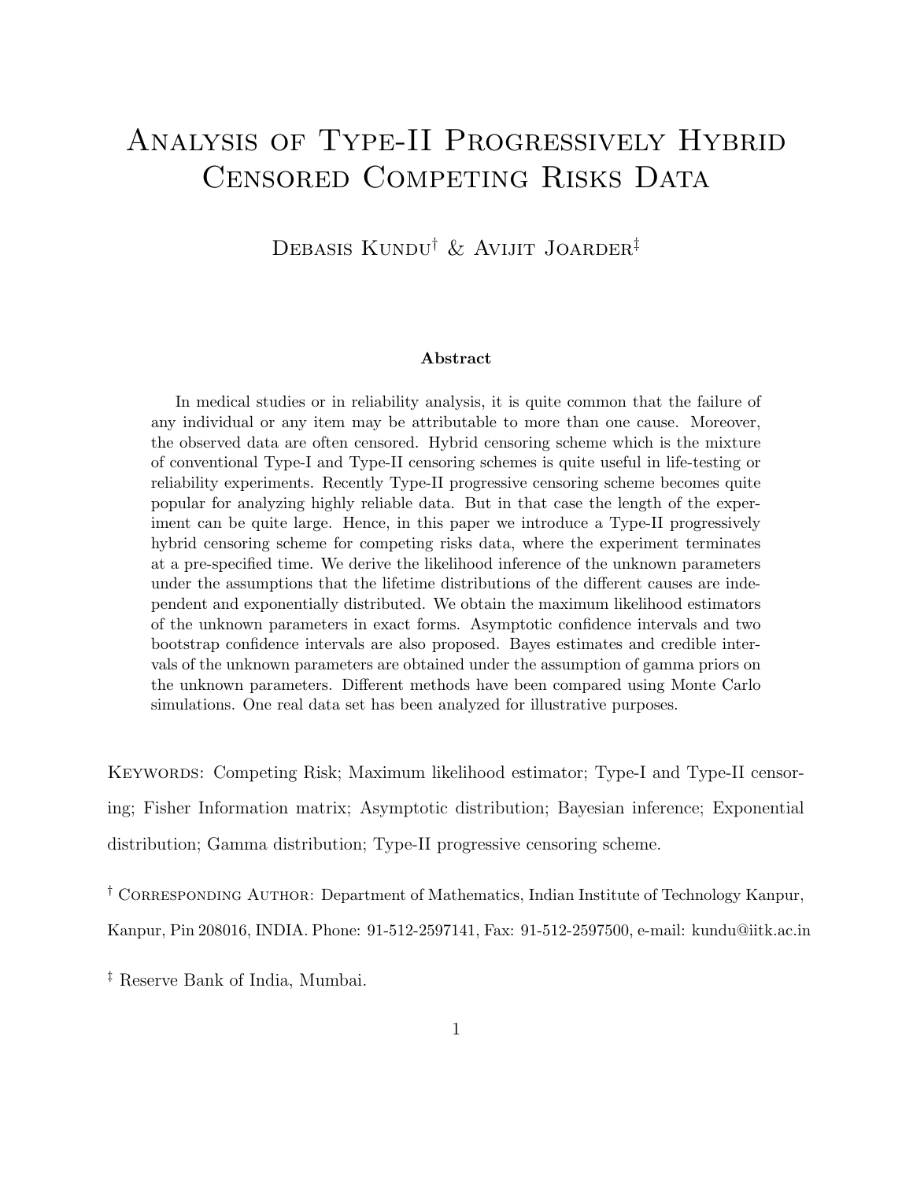# Analysis of Type-II Progressively Hybrid Censored Competing Risks Data

Debasis Kundu[†] & Avijit Joarder[‡]

### Abstract

In medical studies or in reliability analysis, it is quite common that the failure of any individual or any item may be attributable to more than one cause. Moreover, the observed data are often censored. Hybrid censoring scheme which is the mixture of conventional Type-I and Type-II censoring schemes is quite useful in life-testing or reliability experiments. Recently Type-II progressive censoring scheme becomes quite popular for analyzing highly reliable data. But in that case the length of the experiment can be quite large. Hence, in this paper we introduce a Type-II progressively hybrid censoring scheme for competing risks data, where the experiment terminates at a pre-specified time. We derive the likelihood inference of the unknown parameters under the assumptions that the lifetime distributions of the different causes are independent and exponentially distributed. We obtain the maximum likelihood estimators of the unknown parameters in exact forms. Asymptotic confidence intervals and two bootstrap confidence intervals are also proposed. Bayes estimates and credible intervals of the unknown parameters are obtained under the assumption of gamma priors on the unknown parameters. Different methods have been compared using Monte Carlo simulations. One real data set has been analyzed for illustrative purposes.

Keywords: Competing Risk; Maximum likelihood estimator; Type-I and Type-II censoring; Fisher Information matrix; Asymptotic distribution; Bayesian inference; Exponential distribution; Gamma distribution; Type-II progressive censoring scheme.

[†] Corresponding Author: Department of Mathematics, Indian Institute of Technology Kanpur, Kanpur, Pin 208016, INDIA. Phone: 91-512-2597141, Fax: 91-512-2597500, e-mail: kundu@iitk.ac.in

[‡] Reserve Bank of India, Mumbai.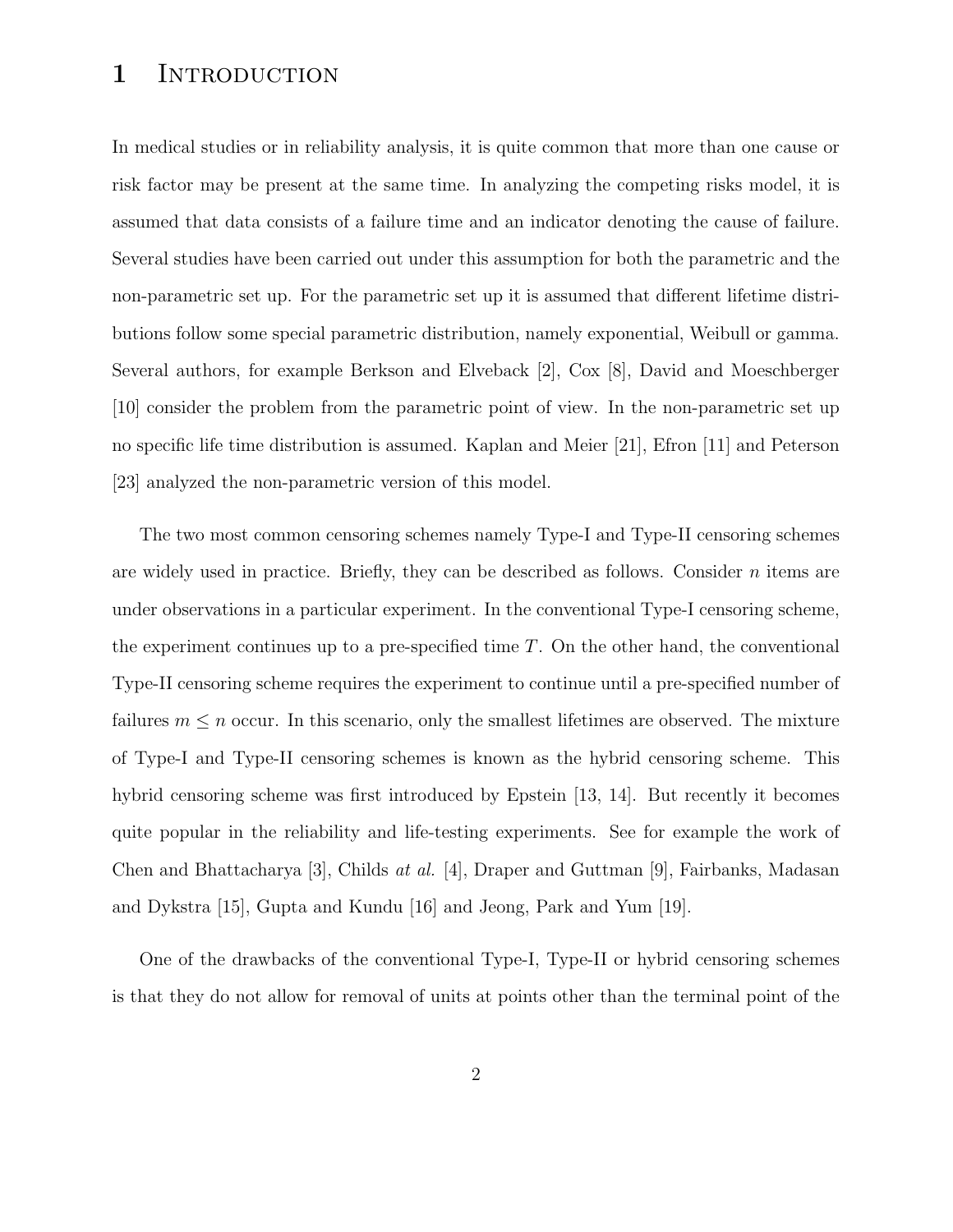# 1 Introduction

In medical studies or in reliability analysis, it is quite common that more than one cause or risk factor may be present at the same time. In analyzing the competing risks model, it is assumed that data consists of a failure time and an indicator denoting the cause of failure. Several studies have been carried out under this assumption for both the parametric and the non-parametric set up. For the parametric set up it is assumed that different lifetime distributions follow some special parametric distribution, namely exponential, Weibull or gamma. Several authors, for example Berkson and Elveback [2], Cox [8], David and Moeschberger [10] consider the problem from the parametric point of view. In the non-parametric set up no specific life time distribution is assumed. Kaplan and Meier [21], Efron [11] and Peterson [23] analyzed the non-parametric version of this model.

The two most common censoring schemes namely Type-I and Type-II censoring schemes are widely used in practice. Briefly, they can be described as follows. Consider $n$ items are under observations in a particular experiment. In the conventional Type-I censoring scheme, the experiment continues up to a pre-specified time $T$. On the other hand, the conventional Type-II censoring scheme requires the experiment to continue until a pre-specified number of failures $m \leq n$ occur. In this scenario, only the smallest lifetimes are observed. The mixture of Type-I and Type-II censoring schemes is known as the hybrid censoring scheme. This hybrid censoring scheme was first introduced by Epstein [13, 14]. But recently it becomes quite popular in the reliability and life-testing experiments. See for example the work of Chen and Bhattacharya [3], Childs *at al.* [4], Draper and Guttman [9], Fairbanks, Madasan and Dykstra [15], Gupta and Kundu [16] and Jeong, Park and Yum [19].

One of the drawbacks of the conventional Type-I, Type-II or hybrid censoring schemes is that they do not allow for removal of units at points other than the terminal point of the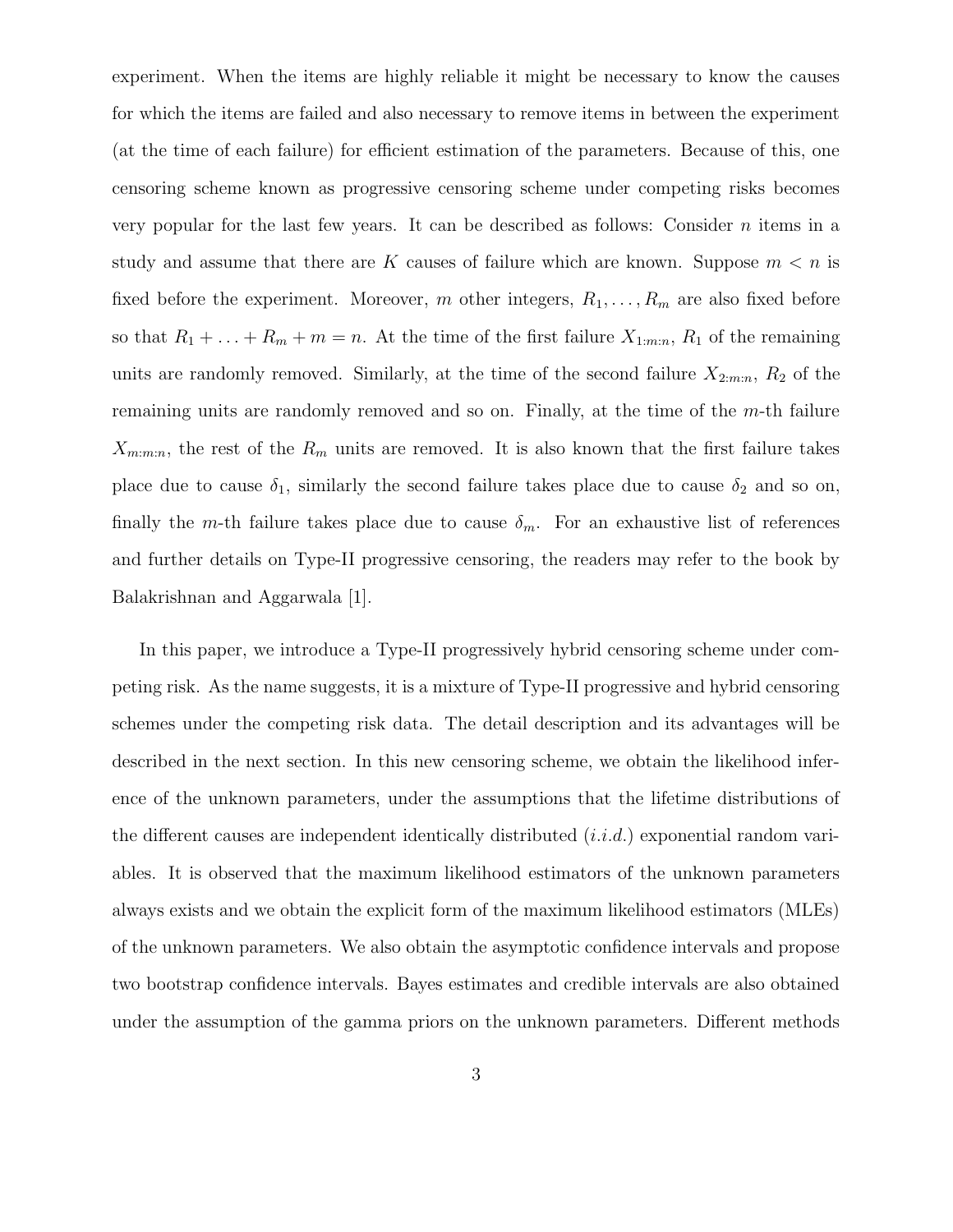experiment. When the items are highly reliable it might be necessary to know the causes for which the items are failed and also necessary to remove items in between the experiment (at the time of each failure) for efficient estimation of the parameters. Because of this, one censoring scheme known as progressive censoring scheme under competing risks becomes very popular for the last few years. It can be described as follows: Consider $n$ items in a study and assume that there are $K$ causes of failure which are known. Suppose $m < n$ is fixed before the experiment. Moreover, $m$ other integers, $R_1, \ldots, R_m$ are also fixed before so that $R_1 + \ldots + R_m + m = n$. At the time of the first failure $X_{1:m:n}$, $R_1$ of the remaining units are randomly removed. Similarly, at the time of the second failure $X_{2:m:n}$, $R_2$ of the remaining units are randomly removed and so on. Finally, at the time of the $m$-th failure $X_{m:m:n}$, the rest of the $R_m$ units are removed. It is also known that the first failure takes place due to cause $\delta_1$, similarly the second failure takes place due to cause $\delta_2$ and so on, finally the $m$-th failure takes place due to cause $\delta_m$. For an exhaustive list of references and further details on Type-II progressive censoring, the readers may refer to the book by Balakrishnan and Aggarwala [1].

In this paper, we introduce a Type-II progressively hybrid censoring scheme under competing risk. As the name suggests, it is a mixture of Type-II progressive and hybrid censoring schemes under the competing risk data. The detail description and its advantages will be described in the next section. In this new censoring scheme, we obtain the likelihood inference of the unknown parameters, under the assumptions that the lifetime distributions of the different causes are independent identically distributed (*i.i.d.*) exponential random variables. It is observed that the maximum likelihood estimators of the unknown parameters always exists and we obtain the explicit form of the maximum likelihood estimators (MLEs) of the unknown parameters. We also obtain the asymptotic confidence intervals and propose two bootstrap confidence intervals. Bayes estimates and credible intervals are also obtained under the assumption of the gamma priors on the unknown parameters. Different methods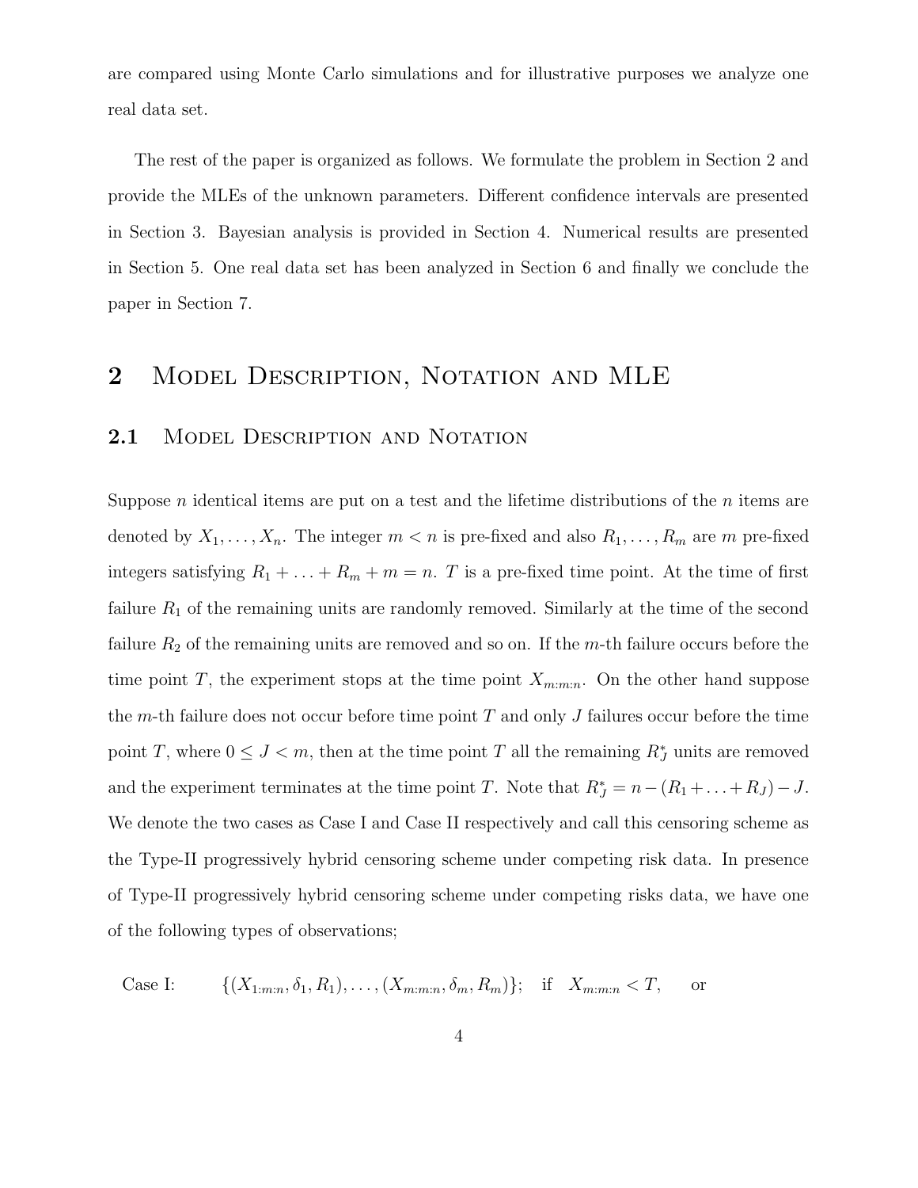are compared using Monte Carlo simulations and for illustrative purposes we analyze one real data set.

The rest of the paper is organized as follows. We formulate the problem in Section 2 and provide the MLEs of the unknown parameters. Different confidence intervals are presented in Section 3. Bayesian analysis is provided in Section 4. Numerical results are presented in Section 5. One real data set has been analyzed in Section 6 and finally we conclude the paper in Section 7.

## 2 Model Description, Notation and MLE

### 2.1 Model Description and Notation

Suppose $n$ identical items are put on a test and the lifetime distributions of the $n$ items are denoted by $X_1, \ldots, X_n$. The integer $m < n$ is pre-fixed and also $R_1, \ldots, R_m$ are $m$ pre-fixed integers satisfying $R_1 + \ldots + R_m + m = n$. $T$ is a pre-fixed time point. At the time of first failure $R_1$ of the remaining units are randomly removed. Similarly at the time of the second failure $R_2$ of the remaining units are removed and so on. If the $m$-th failure occurs before the time point $T$, the experiment stops at the time point $X_{m:m:n}$. On the other hand suppose the $m$-th failure does not occur before time point $T$ and only $J$ failures occur before the time point $T$, where $0 \leq J < m$, then at the time point $T$ all the remaining $R_J^*$ units are removed and the experiment terminates at the time point $T$. Note that $R_J^* = n - (R_1 + \ldots + R_J) - J$. We denote the two cases as Case I and Case II respectively and call this censoring scheme as the Type-II progressively hybrid censoring scheme under competing risk data. In presence of Type-II progressively hybrid censoring scheme under competing risks data, we have one of the following types of observations;

Case I: $\{(X_{1:m:n}, \delta_1, R_1), \ldots, (X_{m:m:n}, \delta_m, R_m)\}$; if $X_{m:m:n} < T$, or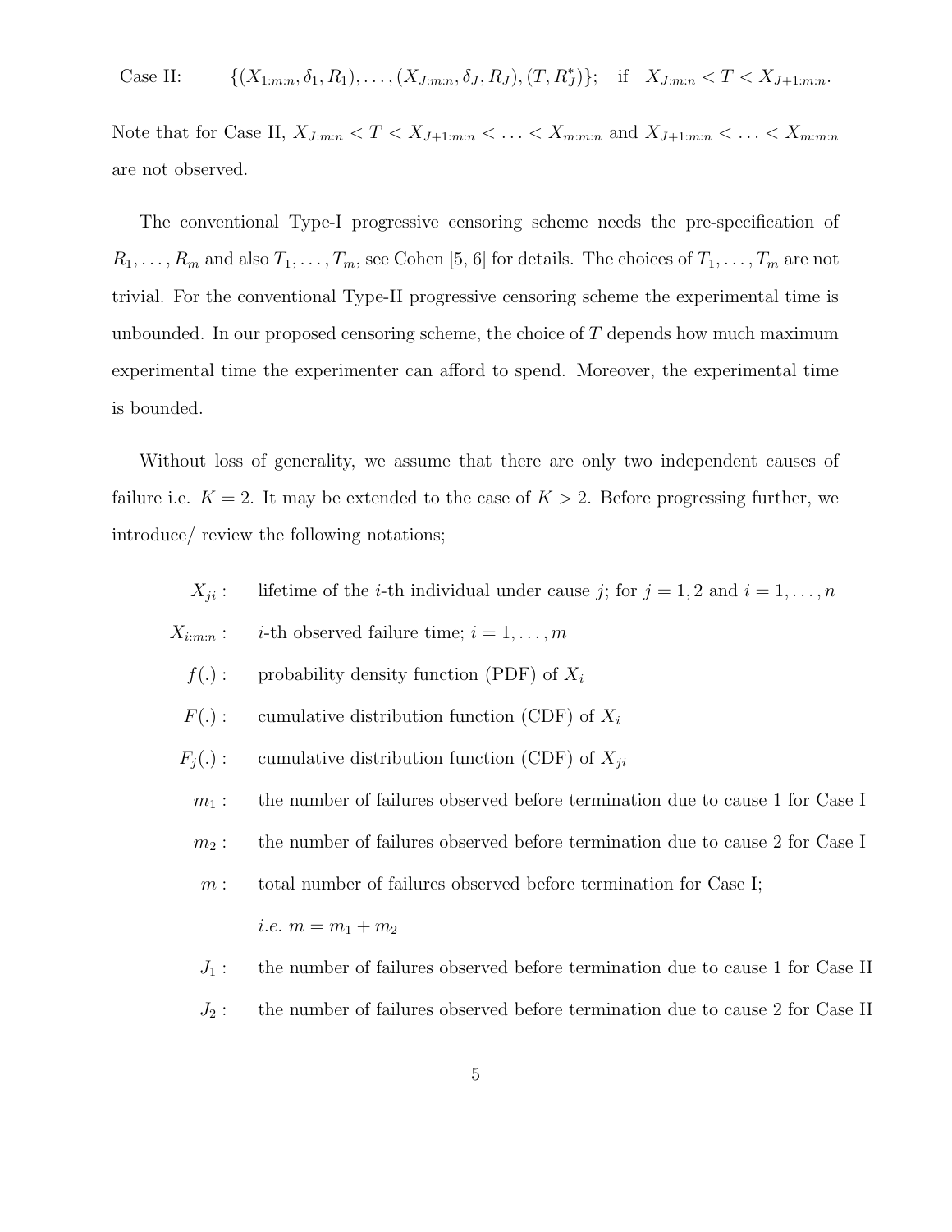Case II: $\{(X_{1:m:n}, \delta_1, R_1), \ldots, (X_{J:m:n}, \delta_J, R_J), (T, R_J^*)\}$; if $X_{J:m:n} < T < X_{J+1:m:n}$.

Note that for Case II, $X_{J:m:n} < T < X_{J+1:m:n} < \ldots < X_{m:m:n}$ and $X_{J+1:m:n} < \ldots < X_{m:m:n}$ are not observed.

The conventional Type-I progressive censoring scheme needs the pre-specification of $R_1, \ldots, R_m$ and also $T_1, \ldots, T_m$, see Cohen [5, 6] for details. The choices of $T_1, \ldots, T_m$ are not trivial. For the conventional Type-II progressive censoring scheme the experimental time is unbounded. In our proposed censoring scheme, the choice of $T$ depends how much maximum experimental time the experimenter can afford to spend. Moreover, the experimental time is bounded.

Without loss of generality, we assume that there are only two independent causes of failure i.e. $K = 2$. It may be extended to the case of $K > 2$. Before progressing further, we introduce/ review the following notations;

- $X_{ji}$ : lifetime of the $i$-th individual under cause $j$; for $j = 1, 2$ and $i = 1, \ldots, n$
- $X_{i:m:n}$ : $i$-th observed failure time; $i = 1, \ldots, m$
- $f(.)$ : probability density function (PDF) of $X_i$
- $F(.)$ : cumulative distribution function (CDF) of $X_i$
- $F_j(.)$ : cumulative distribution function (CDF) of $X_{ji}$
- $m_1$ : the number of failures observed before termination due to cause 1 for Case I
- $m_2$ : the number of failures observed before termination due to cause 2 for Case I
- $m$ : total number of failures observed before termination for Case I; *i.e.* $m = m_1 + m_2$
- $J_1$ : the number of failures observed before termination due to cause 1 for Case II
- $J_2$ : the number of failures observed before termination due to cause 2 for Case II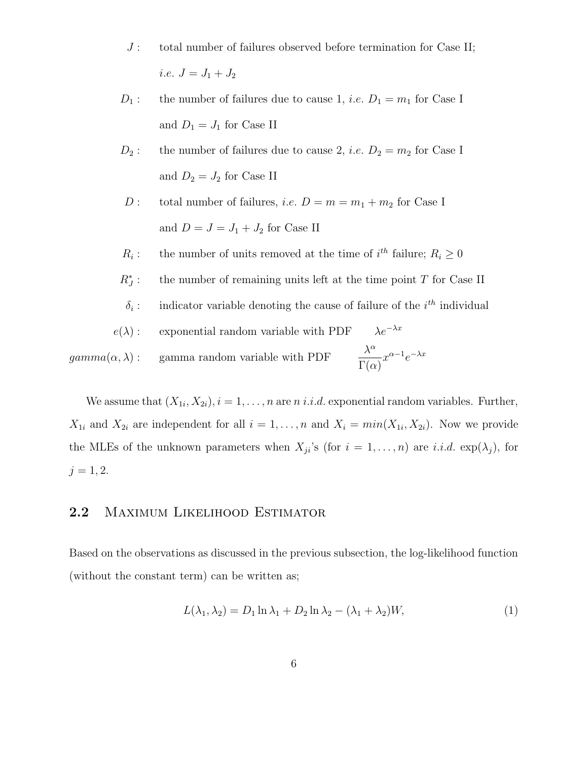$J$ : total number of failures observed before termination for Case II; *i.e.* $J = J_1 + J_2$

$D_1$ : the number of failures due to cause 1, *i.e.* $D_1 = m_1$ for Case I and $D_1 = J_1$ for Case II

$D_2$ : the number of failures due to cause 2, *i.e.* $D_2 = m_2$ for Case I and $D_2 = J_2$ for Case II

$D$ : total number of failures, *i.e.* $D = m = m_1 + m_2$ for Case I and $D = J = J_1 + J_2$ for Case II

$R_i$ : the number of units removed at the time of $i^{th}$ failure; $R_i \geq 0$

$R_J^*$ : the number of remaining units left at the time point $T$ for Case II

$\delta_i$ : indicator variable denoting the cause of failure of the $i^{th}$ individual

$e(\lambda)$ : exponential random variable with PDF $\lambda e^{-\lambda x}$

$gamma(\alpha, \lambda)$ : gamma random variable with PDF $\dfrac{\lambda^\alpha}{\Gamma(\alpha)} x^{\alpha-1} e^{-\lambda x}$

We assume that $(X_{1i}, X_{2i}), i = 1, \ldots, n$ are $n$ *i.i.d.* exponential random variables. Further, $X_{1i}$ and $X_{2i}$ are independent for all $i = 1, \ldots, n$ and $X_i = min(X_{1i}, X_{2i})$. Now we provide the MLEs of the unknown parameters when $X_{ji}$'s (for $i = 1, \ldots, n$) are *i.i.d.* $\exp(\lambda_j)$, for $j = 1, 2$.

## 2.2 Maximum Likelihood Estimator

Based on the observations as discussed in the previous subsection, the log-likelihood function (without the constant term) can be written as;

$$L(\lambda_1, \lambda_2) = D_1 \ln \lambda_1 + D_2 \ln \lambda_2 - (\lambda_1 + \lambda_2) W, \tag{1}$$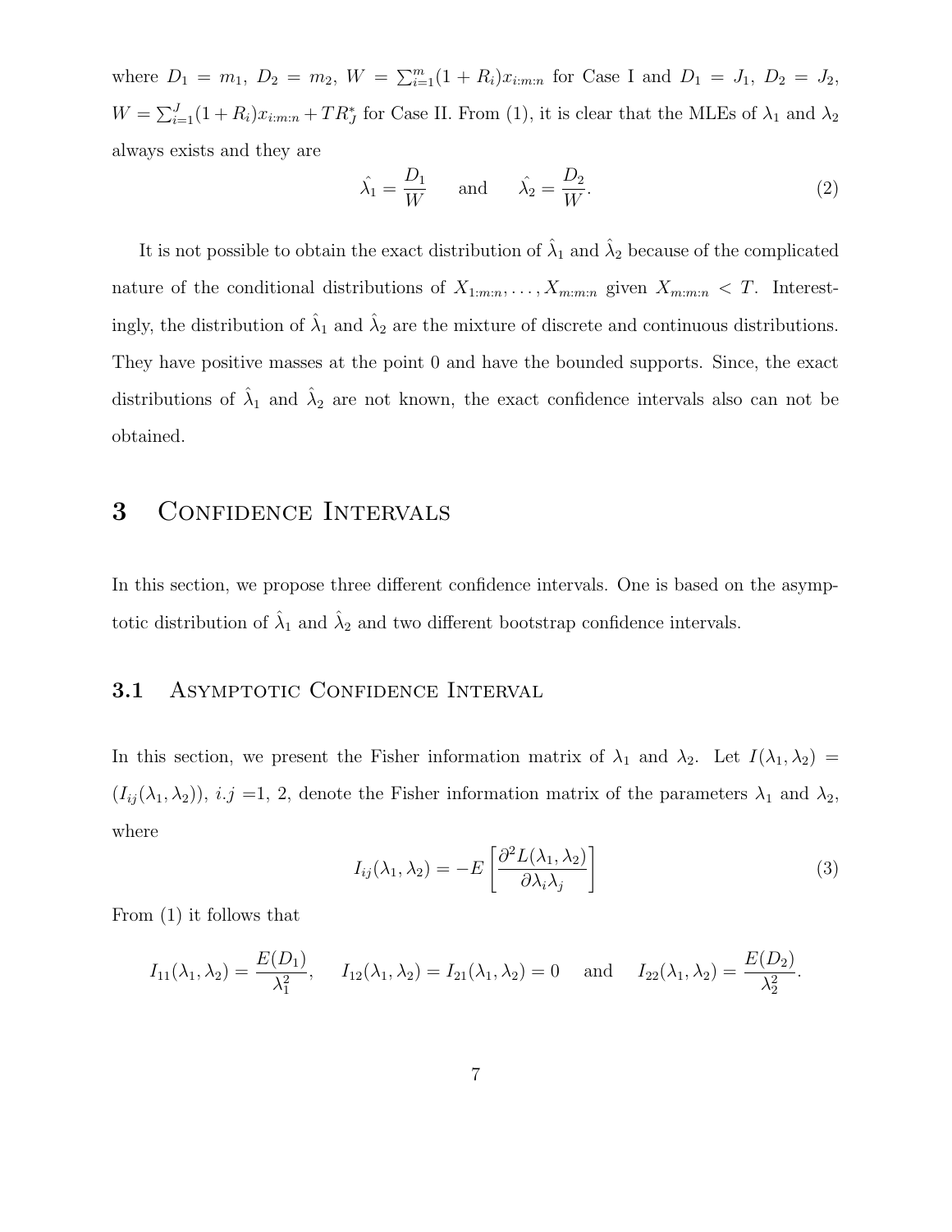where $D_1 = m_1$, $D_2 = m_2$, $W = \sum_{i=1}^{m}(1+R_i)x_{i:m:n}$ for Case I and $D_1 = J_1$, $D_2 = J_2$, $W = \sum_{i=1}^{J}(1+R_i)x_{i:m:n} + TR_J^*$ for Case II. From (1), it is clear that the MLEs of $\lambda_1$ and $\lambda_2$ always exists and they are

$$\hat{\lambda_1} = \frac{D_1}{W} \quad \text{and} \quad \hat{\lambda_2} = \frac{D_2}{W}. \tag{2}$$

It is not possible to obtain the exact distribution of $\hat{\lambda}_1$ and $\hat{\lambda}_2$ because of the complicated nature of the conditional distributions of $X_{1:m:n}, \ldots, X_{m:m:n}$ given $X_{m:m:n} < T$. Interestingly, the distribution of $\hat{\lambda}_1$ and $\hat{\lambda}_2$ are the mixture of discrete and continuous distributions. They have positive masses at the point 0 and have the bounded supports. Since, the exact distributions of $\hat{\lambda}_1$ and $\hat{\lambda}_2$ are not known, the exact confidence intervals also can not be obtained.

# 3 Confidence Intervals

In this section, we propose three different confidence intervals. One is based on the asymptotic distribution of $\hat{\lambda}_1$ and $\hat{\lambda}_2$ and two different bootstrap confidence intervals.

## 3.1 Asymptotic Confidence Interval

In this section, we present the Fisher information matrix of $\lambda_1$ and $\lambda_2$. Let $I(\lambda_1, \lambda_2) = (I_{ij}(\lambda_1, \lambda_2))$, $i.j$ =1, 2, denote the Fisher information matrix of the parameters $\lambda_1$ and $\lambda_2$, where

$$I_{ij}(\lambda_1, \lambda_2) = -E\left[\frac{\partial^2 L(\lambda_1, \lambda_2)}{\partial \lambda_i \lambda_j}\right] \tag{3}$$

From (1) it follows that

$$I_{11}(\lambda_1, \lambda_2) = \frac{E(D_1)}{\lambda_1^2}, \quad I_{12}(\lambda_1, \lambda_2) = I_{21}(\lambda_1, \lambda_2) = 0 \quad \text{and} \quad I_{22}(\lambda_1, \lambda_2) = \frac{E(D_2)}{\lambda_2^2}.$$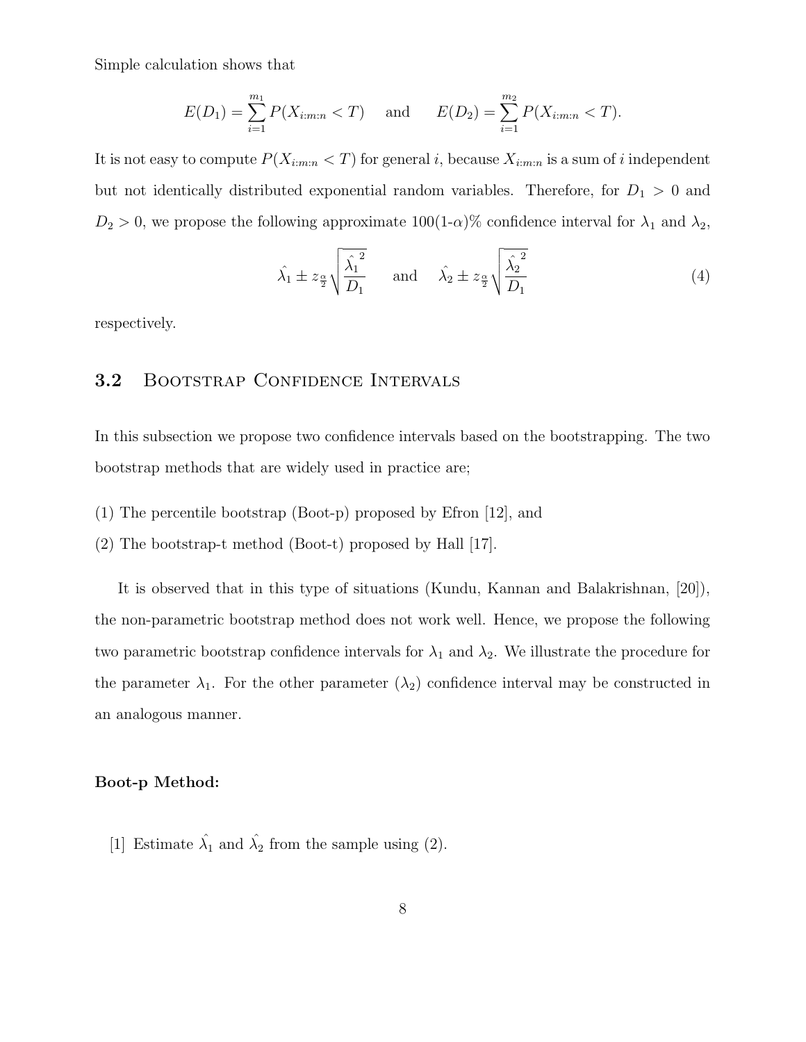Simple calculation shows that

$$E(D_1) = \sum_{i=1}^{m_1} P(X_{i:m:n} < T) \quad \text{and} \quad E(D_2) = \sum_{i=1}^{m_2} P(X_{i:m:n} < T).$$

It is not easy to compute $P(X_{i:m:n} < T)$ for general $i$, because $X_{i:m:n}$ is a sum of $i$ independent but not identically distributed exponential random variables. Therefore, for $D_1 > 0$ and $D_2 > 0$, we propose the following approximate 100(1-$\alpha$)% confidence interval for $\lambda_1$ and $\lambda_2$,

$$\hat{\lambda_1} \pm z_{\frac{\alpha}{2}} \sqrt{\frac{\hat{\lambda_1}^2}{D_1}} \quad \text{and} \quad \hat{\lambda_2} \pm z_{\frac{\alpha}{2}} \sqrt{\frac{\hat{\lambda_2}^2}{D_1}} \tag{4}$$

respectively.

## 3.2 Bootstrap Confidence Intervals

In this subsection we propose two confidence intervals based on the bootstrapping. The two bootstrap methods that are widely used in practice are;

(1) The percentile bootstrap (Boot-p) proposed by Efron [12], and

(2) The bootstrap-t method (Boot-t) proposed by Hall [17].

It is observed that in this type of situations (Kundu, Kannan and Balakrishnan, [20]), the non-parametric bootstrap method does not work well. Hence, we propose the following two parametric bootstrap confidence intervals for $\lambda_1$ and $\lambda_2$. We illustrate the procedure for the parameter $\lambda_1$. For the other parameter ($\lambda_2$) confidence interval may be constructed in an analogous manner.

**Boot-p Method:**

[1] Estimate $\hat{\lambda_1}$ and $\hat{\lambda_2}$ from the sample using (2).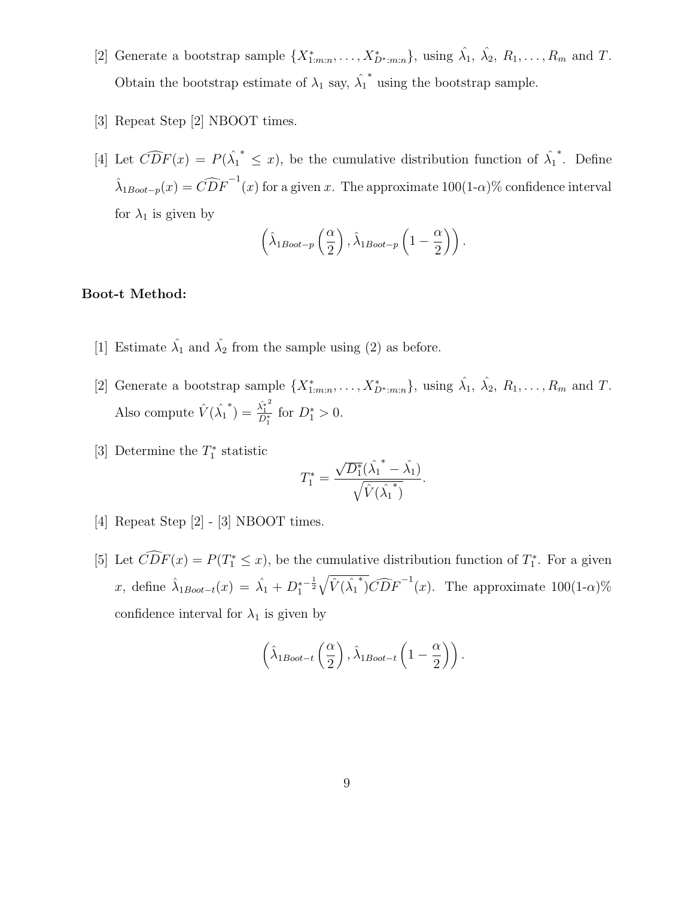[2] Generate a bootstrap sample $\{X^*_{1:m:n}, \ldots, X^*_{D^*:m:n}\}$, using $\hat{\lambda_1}$, $\hat{\lambda_2}$, $R_1, \ldots, R_m$ and $T$. Obtain the bootstrap estimate of $\lambda_1$ say, $\hat{\lambda_1}^*$ using the bootstrap sample.

[3] Repeat Step [2] NBOOT times.

[4] Let $\widehat{CDF}(x) = P(\hat{\lambda_1}^* \leq x)$, be the cumulative distribution function of $\hat{\lambda_1}^*$. Define $\hat{\lambda}_{1Boot-p}(x) = \widehat{CDF}^{-1}(x)$ for a given $x$. The approximate 100(1-$\alpha$)% confidence interval for $\lambda_1$ is given by

$$\left(\hat{\lambda}_{1Boot-p}\left(\frac{\alpha}{2}\right), \hat{\lambda}_{1Boot-p}\left(1-\frac{\alpha}{2}\right)\right).$$

**Boot-t Method:**

[1] Estimate $\hat{\lambda_1}$ and $\hat{\lambda_2}$ from the sample using (2) as before.

[2] Generate a bootstrap sample $\{X^*_{1:m:n}, \ldots, X^*_{D^*:m:n}\}$, using $\hat{\lambda_1}$, $\hat{\lambda_2}$, $R_1, \ldots, R_m$ and $T$. Also compute $\hat{V}(\hat{\lambda_1}^*) = \frac{\hat{\lambda_1^*}^2}{D_1^*}$ for $D_1^* > 0$.

[3] Determine the $T_1^*$ statistic

$$T_1^* = \frac{\sqrt{D_1^*}(\hat{\lambda_1}^* - \hat{\lambda_1})}{\sqrt{\hat{V}(\hat{\lambda_1}^*)}}.$$

[4] Repeat Step [2] - [3] NBOOT times.

[5] Let $\widehat{CDF}(x) = P(T_1^* \leq x)$, be the cumulative distribution function of $T_1^*$. For a given $x$, define $\hat{\lambda}_{1Boot-t}(x) = \hat{\lambda_1} + {D_1^*}^{-\frac{1}{2}}\sqrt{\hat{V}(\hat{\lambda_1}^*)}\widehat{CDF}^{-1}(x)$. The approximate 100(1-$\alpha$)% confidence interval for $\lambda_1$ is given by

$$\left(\hat{\lambda}_{1Boot-t}\left(\frac{\alpha}{2}\right), \hat{\lambda}_{1Boot-t}\left(1-\frac{\alpha}{2}\right)\right).$$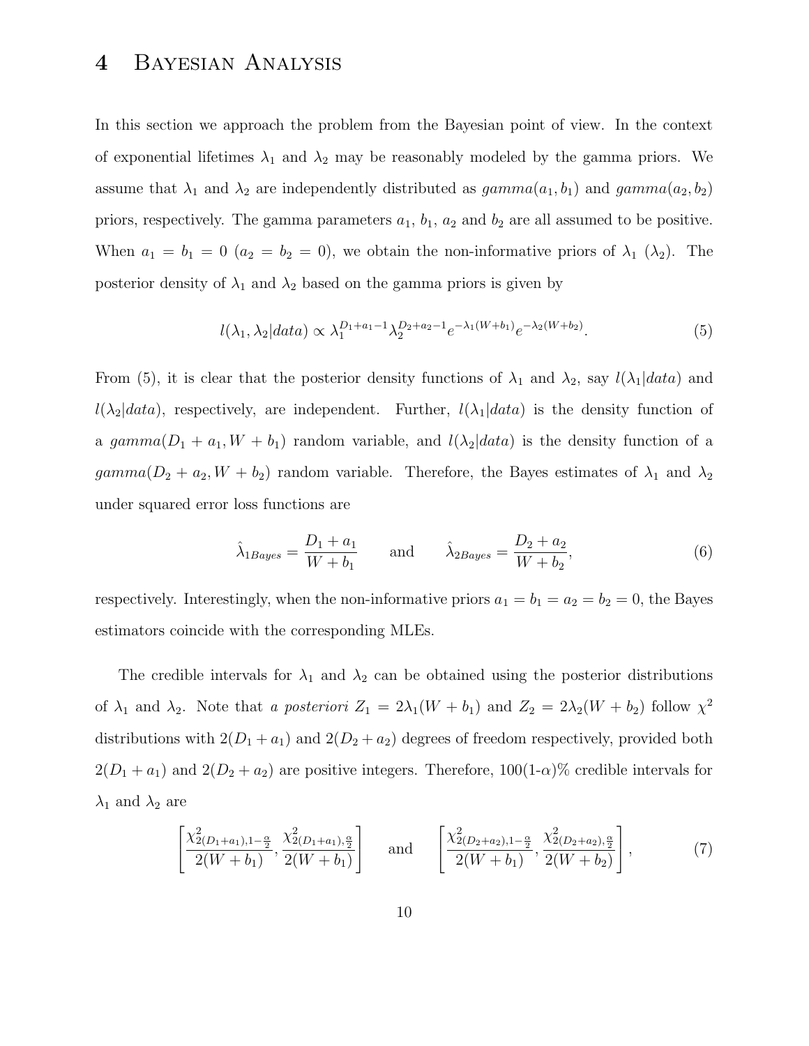# 4 Bayesian Analysis

In this section we approach the problem from the Bayesian point of view. In the context of exponential lifetimes $\lambda_1$ and $\lambda_2$ may be reasonably modeled by the gamma priors. We assume that $\lambda_1$ and $\lambda_2$ are independently distributed as $gamma(a_1, b_1)$ and $gamma(a_2, b_2)$ priors, respectively. The gamma parameters $a_1$, $b_1$, $a_2$ and $b_2$ are all assumed to be positive. When $a_1 = b_1 = 0$ ($a_2 = b_2 = 0$), we obtain the non-informative priors of $\lambda_1$ ($\lambda_2$). The posterior density of $\lambda_1$ and $\lambda_2$ based on the gamma priors is given by

$$l(\lambda_1, \lambda_2|data) \propto \lambda_1^{D_1+a_1-1}\lambda_2^{D_2+a_2-1}e^{-\lambda_1(W+b_1)}e^{-\lambda_2(W+b_2)}. \tag{5}$$

From (5), it is clear that the posterior density functions of $\lambda_1$ and $\lambda_2$, say $l(\lambda_1|data)$ and $l(\lambda_2|data)$, respectively, are independent. Further, $l(\lambda_1|data)$ is the density function of a $gamma(D_1 + a_1, W + b_1)$ random variable, and $l(\lambda_2|data)$ is the density function of a $gamma(D_2 + a_2, W + b_2)$ random variable. Therefore, the Bayes estimates of $\lambda_1$ and $\lambda_2$ under squared error loss functions are

$$\hat{\lambda}_{1Bayes} = \frac{D_1 + a_1}{W + b_1} \qquad \text{and} \qquad \hat{\lambda}_{2Bayes} = \frac{D_2 + a_2}{W + b_2}, \tag{6}$$

respectively. Interestingly, when the non-informative priors $a_1 = b_1 = a_2 = b_2 = 0$, the Bayes estimators coincide with the corresponding MLEs.

The credible intervals for $\lambda_1$ and $\lambda_2$ can be obtained using the posterior distributions of $\lambda_1$ and $\lambda_2$. Note that *a posteriori* $Z_1 = 2\lambda_1(W + b_1)$ and $Z_2 = 2\lambda_2(W + b_2)$ follow $\chi^2$ distributions with $2(D_1 + a_1)$ and $2(D_2 + a_2)$ degrees of freedom respectively, provided both $2(D_1 + a_1)$ and $2(D_2 + a_2)$ are positive integers. Therefore, $100(1$-$\alpha)\%$ credible intervals for $\lambda_1$ and $\lambda_2$ are

$$\left[\frac{\chi^2_{2(D_1+a_1),1-\frac{\alpha}{2}}}{2(W+b_1)}, \frac{\chi^2_{2(D_1+a_1),\frac{\alpha}{2}}}{2(W+b_1)}\right] \qquad \text{and} \qquad \left[\frac{\chi^2_{2(D_2+a_2),1-\frac{\alpha}{2}}}{2(W+b_1)}, \frac{\chi^2_{2(D_2+a_2),\frac{\alpha}{2}}}{2(W+b_2)}\right], \tag{7}$$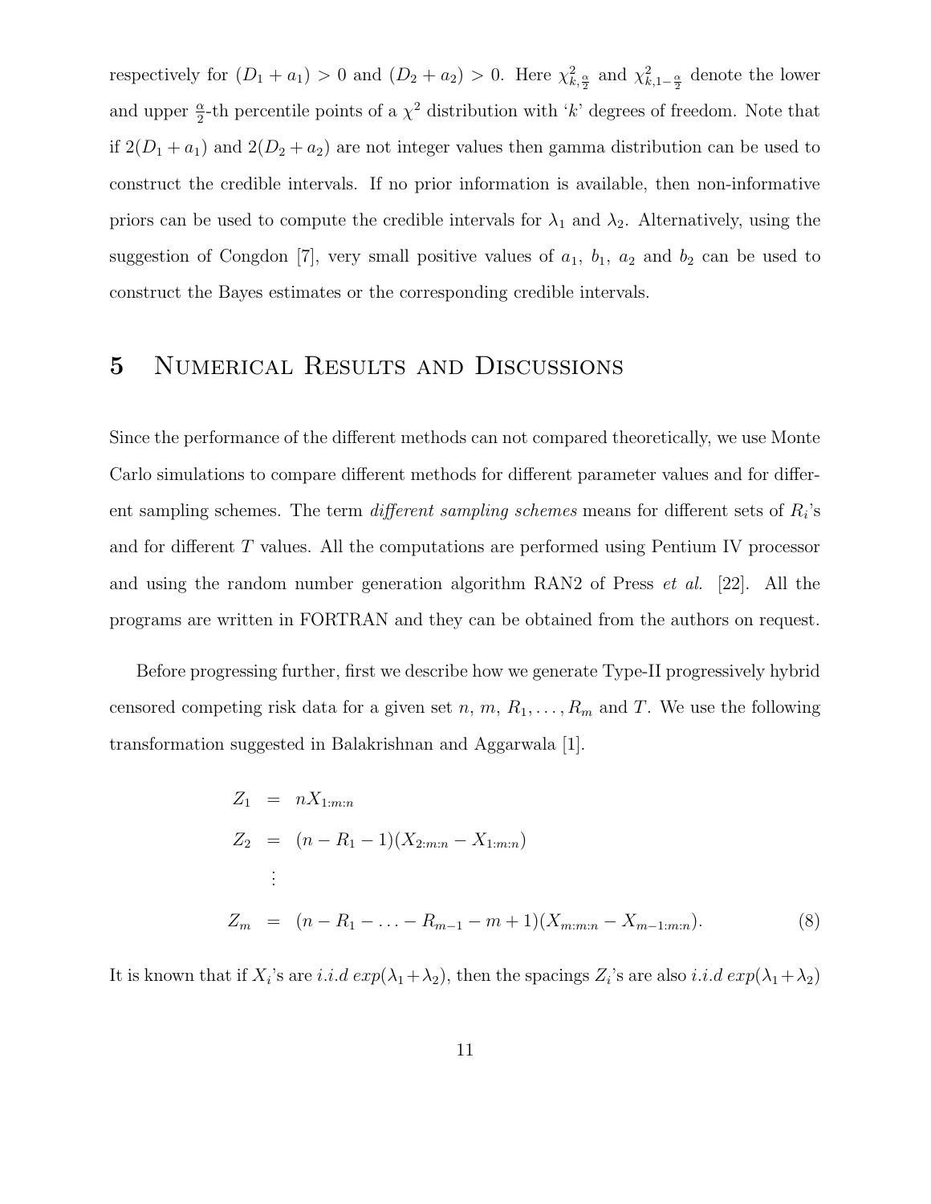respectively for $(D_1 + a_1) > 0$ and $(D_2 + a_2) > 0$. Here $\chi^2_{k,\frac{\alpha}{2}}$ and $\chi^2_{k,1-\frac{\alpha}{2}}$ denote the lower and upper $\frac{\alpha}{2}$-th percentile points of a $\chi^2$ distribution with '$k$' degrees of freedom. Note that if $2(D_1 + a_1)$ and $2(D_2 + a_2)$ are not integer values then gamma distribution can be used to construct the credible intervals. If no prior information is available, then non-informative priors can be used to compute the credible intervals for $\lambda_1$ and $\lambda_2$. Alternatively, using the suggestion of Congdon [7], very small positive values of $a_1$, $b_1$, $a_2$ and $b_2$ can be used to construct the Bayes estimates or the corresponding credible intervals.

# 5 Numerical Results and Discussions

Since the performance of the different methods can not compared theoretically, we use Monte Carlo simulations to compare different methods for different parameter values and for different sampling schemes. The term *different sampling schemes* means for different sets of $R_i$'s and for different $T$ values. All the computations are performed using Pentium IV processor and using the random number generation algorithm RAN2 of Press *et al.* [22]. All the programs are written in FORTRAN and they can be obtained from the authors on request.

Before progressing further, first we describe how we generate Type-II progressively hybrid censored competing risk data for a given set $n$, $m$, $R_1, \ldots, R_m$ and $T$. We use the following transformation suggested in Balakrishnan and Aggarwala [1].

$$
\begin{aligned}
Z_1 &= nX_{1:m:n} \\
Z_2 &= (n - R_1 - 1)(X_{2:m:n} - X_{1:m:n}) \\
&\vdots \\
Z_m &= (n - R_1 - \ldots - R_{m-1} - m + 1)(X_{m:m:n} - X_{m-1:m:n}). \qquad (8)
\end{aligned}
$$

It is known that if $X_i$'s are *i.i.d* $exp(\lambda_1 + \lambda_2)$, then the spacings $Z_i$'s are also *i.i.d* $exp(\lambda_1 + \lambda_2)$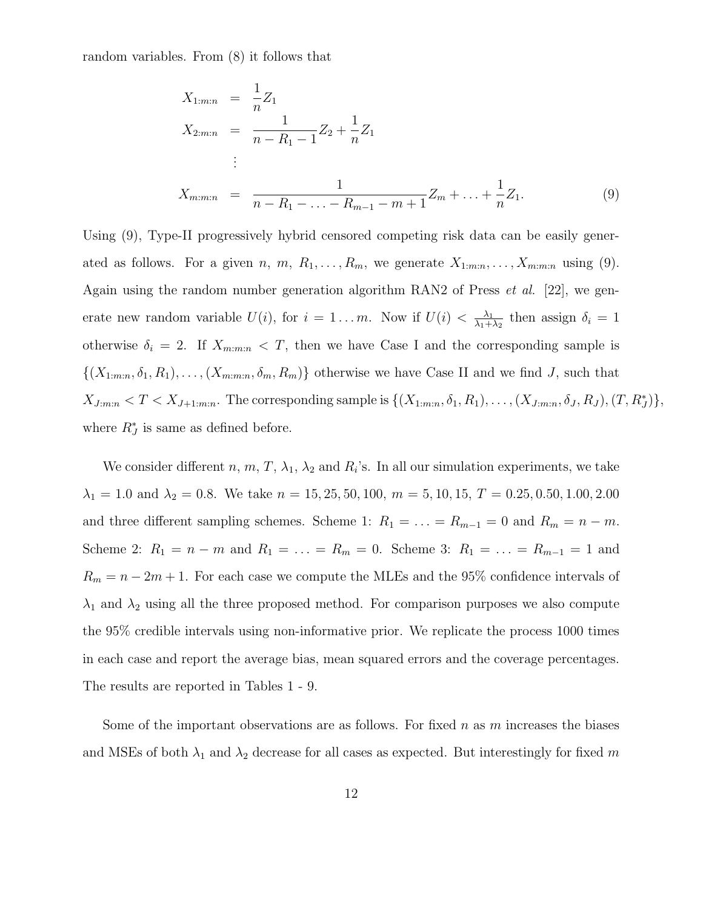random variables. From (8) it follows that

$$
\begin{aligned}
X_{1:m:n} &= \frac{1}{n} Z_1 \\
X_{2:m:n} &= \frac{1}{n - R_1 - 1} Z_2 + \frac{1}{n} Z_1 \\
&\vdots \\
X_{m:m:n} &= \frac{1}{n - R_1 - \ldots - R_{m-1} - m + 1} Z_m + \ldots + \frac{1}{n} Z_1.
\end{aligned}
\tag{9}
$$

Using (9), Type-II progressively hybrid censored competing risk data can be easily generated as follows. For a given $n$, $m$, $R_1, \ldots, R_m$, we generate $X_{1:m:n}, \ldots, X_{m:m:n}$ using (9). Again using the random number generation algorithm RAN2 of Press *et al.* [22], we generate new random variable $U(i)$, for $i = 1 \ldots m$. Now if $U(i) < \frac{\lambda_1}{\lambda_1 + \lambda_2}$ then assign $\delta_i = 1$ otherwise $\delta_i = 2$. If $X_{m:m:n} < T$, then we have Case I and the corresponding sample is $\{(X_{1:m:n}, \delta_1, R_1), \ldots, (X_{m:m:n}, \delta_m, R_m)\}$ otherwise we have Case II and we find $J$, such that $X_{J:m:n} < T < X_{J+1:m:n}$. The corresponding sample is $\{(X_{1:m:n}, \delta_1, R_1), \ldots, (X_{J:m:n}, \delta_J, R_J), (T, R_J^*)\}$, where $R_J^*$ is same as defined before.

We consider different $n$, $m$, $T$, $\lambda_1$, $\lambda_2$ and $R_i$'s. In all our simulation experiments, we take $\lambda_1 = 1.0$ and $\lambda_2 = 0.8$. We take $n = 15, 25, 50, 100$, $m = 5, 10, 15$, $T = 0.25, 0.50, 1.00, 2.00$ and three different sampling schemes. Scheme 1: $R_1 = \ldots = R_{m-1} = 0$ and $R_m = n - m$. Scheme 2: $R_1 = n - m$ and $R_1 = \ldots = R_m = 0$. Scheme 3: $R_1 = \ldots = R_{m-1} = 1$ and $R_m = n - 2m + 1$. For each case we compute the MLEs and the 95% confidence intervals of $\lambda_1$ and $\lambda_2$ using all the three proposed method. For comparison purposes we also compute the 95% credible intervals using non-informative prior. We replicate the process 1000 times in each case and report the average bias, mean squared errors and the coverage percentages. The results are reported in Tables 1 - 9.

Some of the important observations are as follows. For fixed $n$ as $m$ increases the biases and MSEs of both $\lambda_1$ and $\lambda_2$ decrease for all cases as expected. But interestingly for fixed $m$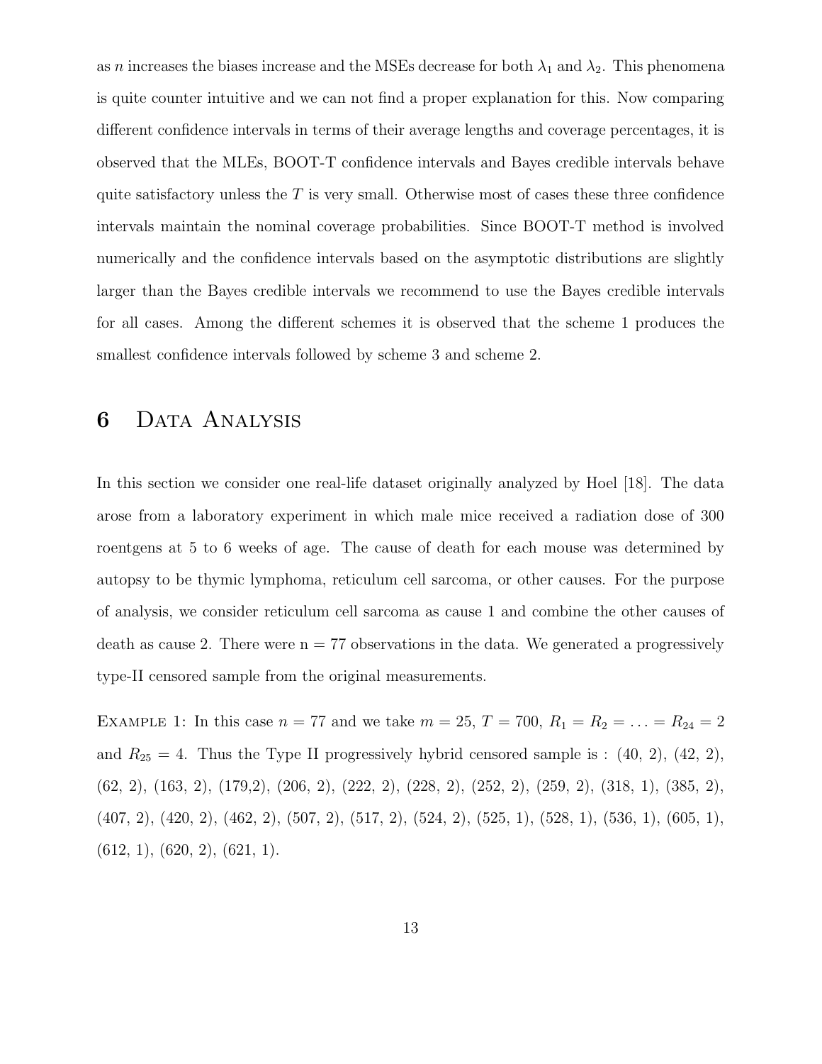as $n$ increases the biases increase and the MSEs decrease for both $\lambda_1$ and $\lambda_2$. This phenomena is quite counter intuitive and we can not find a proper explanation for this. Now comparing different confidence intervals in terms of their average lengths and coverage percentages, it is observed that the MLEs, BOOT-T confidence intervals and Bayes credible intervals behave quite satisfactory unless the $T$ is very small. Otherwise most of cases these three confidence intervals maintain the nominal coverage probabilities. Since BOOT-T method is involved numerically and the confidence intervals based on the asymptotic distributions are slightly larger than the Bayes credible intervals we recommend to use the Bayes credible intervals for all cases. Among the different schemes it is observed that the scheme 1 produces the smallest confidence intervals followed by scheme 3 and scheme 2.

## 6 Data Analysis

In this section we consider one real-life dataset originally analyzed by Hoel [18]. The data arose from a laboratory experiment in which male mice received a radiation dose of 300 roentgens at 5 to 6 weeks of age. The cause of death for each mouse was determined by autopsy to be thymic lymphoma, reticulum cell sarcoma, or other causes. For the purpose of analysis, we consider reticulum cell sarcoma as cause 1 and combine the other causes of death as cause 2. There were n = 77 observations in the data. We generated a progressively type-II censored sample from the original measurements.

Example 1: In this case $n = 77$ and we take $m = 25$, $T = 700$, $R_1 = R_2 = \ldots = R_{24} = 2$ and $R_{25} = 4$. Thus the Type II progressively hybrid censored sample is : (40, 2), (42, 2), (62, 2), (163, 2), (179,2), (206, 2), (222, 2), (228, 2), (252, 2), (259, 2), (318, 1), (385, 2), (407, 2), (420, 2), (462, 2), (507, 2), (517, 2), (524, 2), (525, 1), (528, 1), (536, 1), (605, 1), (612, 1), (620, 2), (621, 1).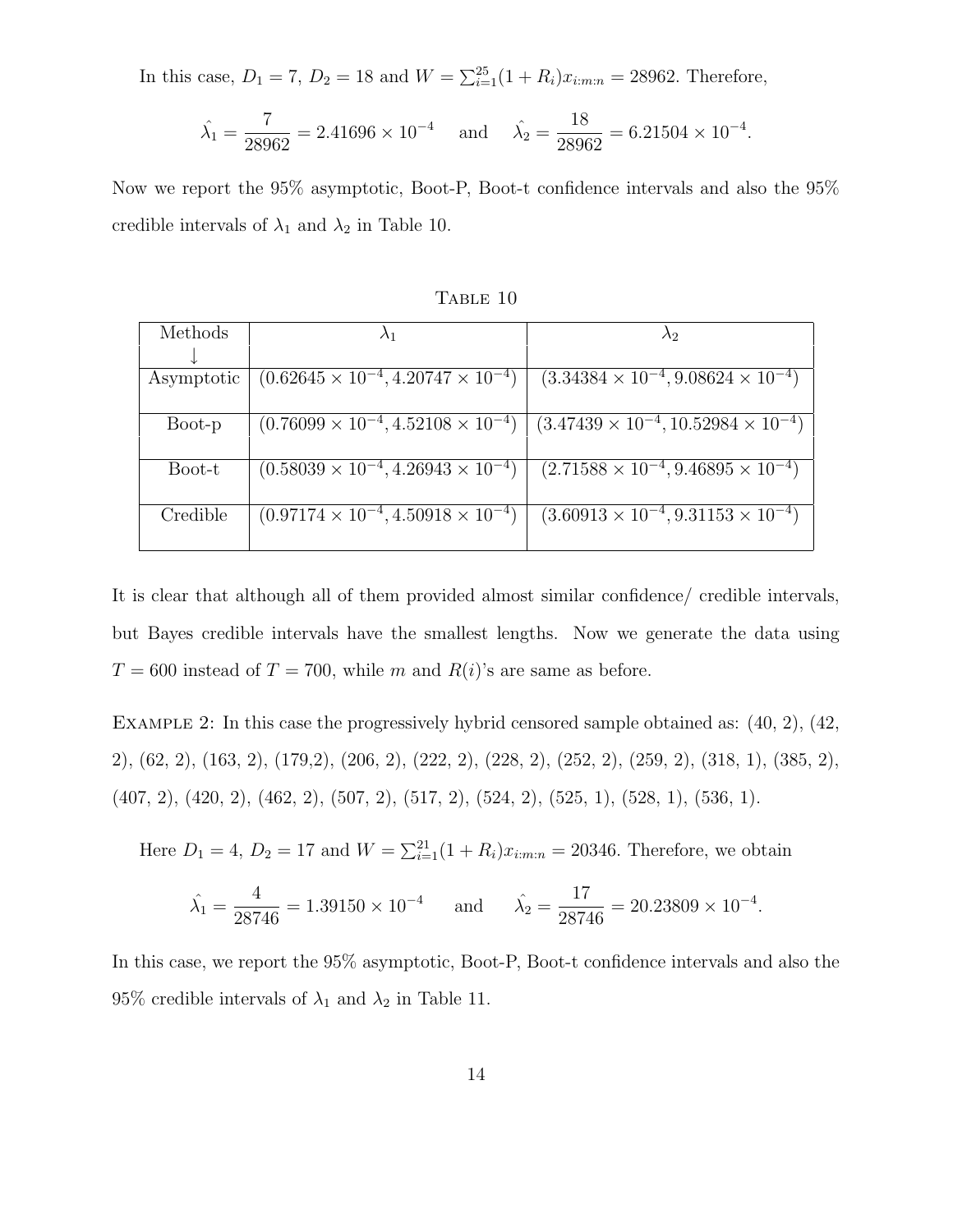In this case, $D_1 = 7$, $D_2 = 18$ and $W = \sum_{i=1}^{25}(1+R_i)x_{i:m:n} = 28962$. Therefore,

$$\hat{\lambda_1} = \frac{7}{28962} = 2.41696 \times 10^{-4} \quad \text{and} \quad \hat{\lambda_2} = \frac{18}{28962} = 6.21504 \times 10^{-4}.$$

Now we report the 95% asymptotic, Boot-P, Boot-t confidence intervals and also the 95% credible intervals of $\lambda_1$ and $\lambda_2$ in Table 10.

Table 10

| Methods ↓ | $\lambda_1$ | $\lambda_2$ |
|---|---|---|
| Asymptotic | $(0.62645 \times 10^{-4}, 4.20747 \times 10^{-4})$ | $(3.34384 \times 10^{-4}, 9.08624 \times 10^{-4})$ |
| Boot-p | $(0.76099 \times 10^{-4}, 4.52108 \times 10^{-4})$ | $(3.47439 \times 10^{-4}, 10.52984 \times 10^{-4})$ |
| Boot-t | $(0.58039 \times 10^{-4}, 4.26943 \times 10^{-4})$ | $(2.71588 \times 10^{-4}, 9.46895 \times 10^{-4})$ |
| Credible | $(0.97174 \times 10^{-4}, 4.50918 \times 10^{-4})$ | $(3.60913 \times 10^{-4}, 9.31153 \times 10^{-4})$ |

It is clear that although all of them provided almost similar confidence/ credible intervals, but Bayes credible intervals have the smallest lengths. Now we generate the data using $T = 600$ instead of $T = 700$, while $m$ and $R(i)$'s are same as before.

Example 2: In this case the progressively hybrid censored sample obtained as: (40, 2), (42, 2), (62, 2), (163, 2), (179,2), (206, 2), (222, 2), (228, 2), (252, 2), (259, 2), (318, 1), (385, 2), (407, 2), (420, 2), (462, 2), (507, 2), (517, 2), (524, 2), (525, 1), (528, 1), (536, 1).

Here $D_1 = 4$, $D_2 = 17$ and $W = \sum_{i=1}^{21}(1+R_i)x_{i:m:n} = 20346$. Therefore, we obtain

$$\hat{\lambda_1} = \frac{4}{28746} = 1.39150 \times 10^{-4} \quad \text{and} \quad \hat{\lambda_2} = \frac{17}{28746} = 20.23809 \times 10^{-4}.$$

In this case, we report the 95% asymptotic, Boot-P, Boot-t confidence intervals and also the 95% credible intervals of $\lambda_1$ and $\lambda_2$ in Table 11.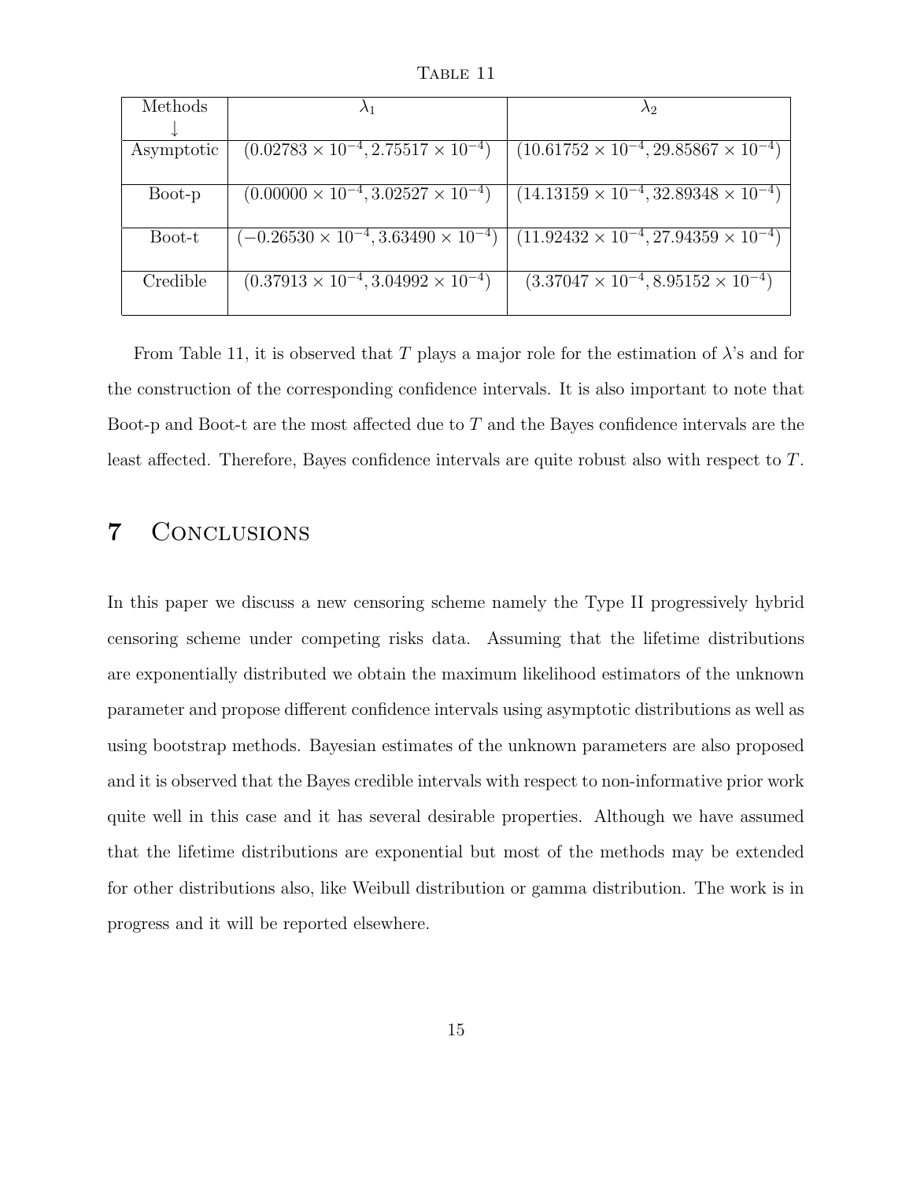TABLE 11

| Methods ↓ | $\lambda_1$ | $\lambda_2$ |
|---|---|---|
| Asymptotic | $(0.02783 \times 10^{-4}, 2.75517 \times 10^{-4})$ | $(10.61752 \times 10^{-4}, 29.85867 \times 10^{-4})$ |
| Boot-p | $(0.00000 \times 10^{-4}, 3.02527 \times 10^{-4})$ | $(14.13159 \times 10^{-4}, 32.89348 \times 10^{-4})$ |
| Boot-t | $(-0.26530 \times 10^{-4}, 3.63490 \times 10^{-4})$ | $(11.92432 \times 10^{-4}, 27.94359 \times 10^{-4})$ |
| Credible | $(0.37913 \times 10^{-4}, 3.04992 \times 10^{-4})$ | $(3.37047 \times 10^{-4}, 8.95152 \times 10^{-4})$ |

From Table 11, it is observed that $T$ plays a major role for the estimation of $\lambda$'s and for the construction of the corresponding confidence intervals. It is also important to note that Boot-p and Boot-t are the most affected due to $T$ and the Bayes confidence intervals are the least affected. Therefore, Bayes confidence intervals are quite robust also with respect to $T$.

## 7 Conclusions

In this paper we discuss a new censoring scheme namely the Type II progressively hybrid censoring scheme under competing risks data. Assuming that the lifetime distributions are exponentially distributed we obtain the maximum likelihood estimators of the unknown parameter and propose different confidence intervals using asymptotic distributions as well as using bootstrap methods. Bayesian estimates of the unknown parameters are also proposed and it is observed that the Bayes credible intervals with respect to non-informative prior work quite well in this case and it has several desirable properties. Although we have assumed that the lifetime distributions are exponential but most of the methods may be extended for other distributions also, like Weibull distribution or gamma distribution. The work is in progress and it will be reported elsewhere.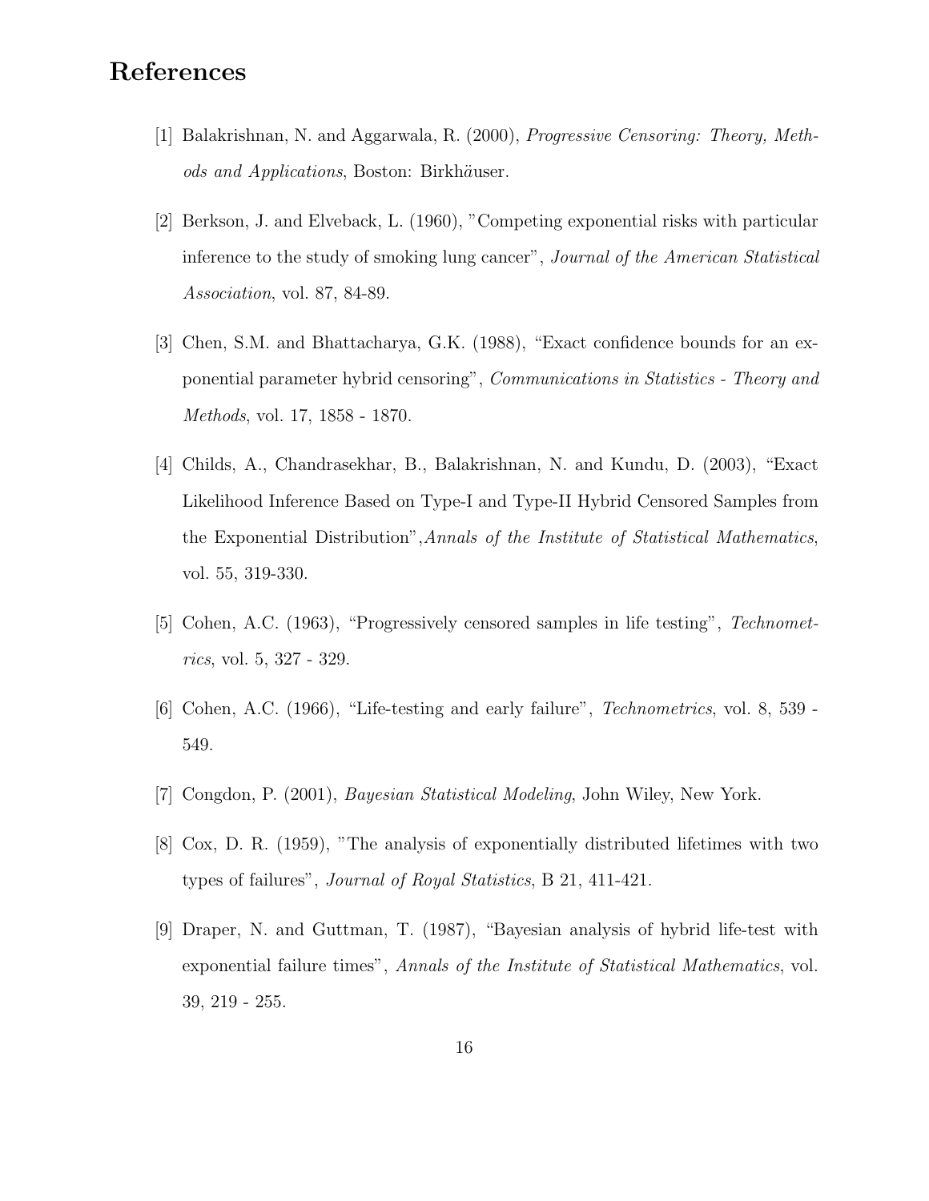# References

[1] Balakrishnan, N. and Aggarwala, R. (2000), *Progressive Censoring: Theory, Methods and Applications*, Boston: Birkhäuser.

[2] Berkson, J. and Elveback, L. (1960), "Competing exponential risks with particular inference to the study of smoking lung cancer", *Journal of the American Statistical Association*, vol. 87, 84-89.

[3] Chen, S.M. and Bhattacharya, G.K. (1988), "Exact confidence bounds for an exponential parameter hybrid censoring", *Communications in Statistics - Theory and Methods*, vol. 17, 1858 - 1870.

[4] Childs, A., Chandrasekhar, B., Balakrishnan, N. and Kundu, D. (2003), "Exact Likelihood Inference Based on Type-I and Type-II Hybrid Censored Samples from the Exponential Distribution",*Annals of the Institute of Statistical Mathematics*, vol. 55, 319-330.

[5] Cohen, A.C. (1963), "Progressively censored samples in life testing", *Technometrics*, vol. 5, 327 - 329.

[6] Cohen, A.C. (1966), "Life-testing and early failure", *Technometrics*, vol. 8, 539 - 549.

[7] Congdon, P. (2001), *Bayesian Statistical Modeling*, John Wiley, New York.

[8] Cox, D. R. (1959), "The analysis of exponentially distributed lifetimes with two types of failures", *Journal of Royal Statistics*, B 21, 411-421.

[9] Draper, N. and Guttman, T. (1987), "Bayesian analysis of hybrid life-test with exponential failure times", *Annals of the Institute of Statistical Mathematics*, vol. 39, 219 - 255.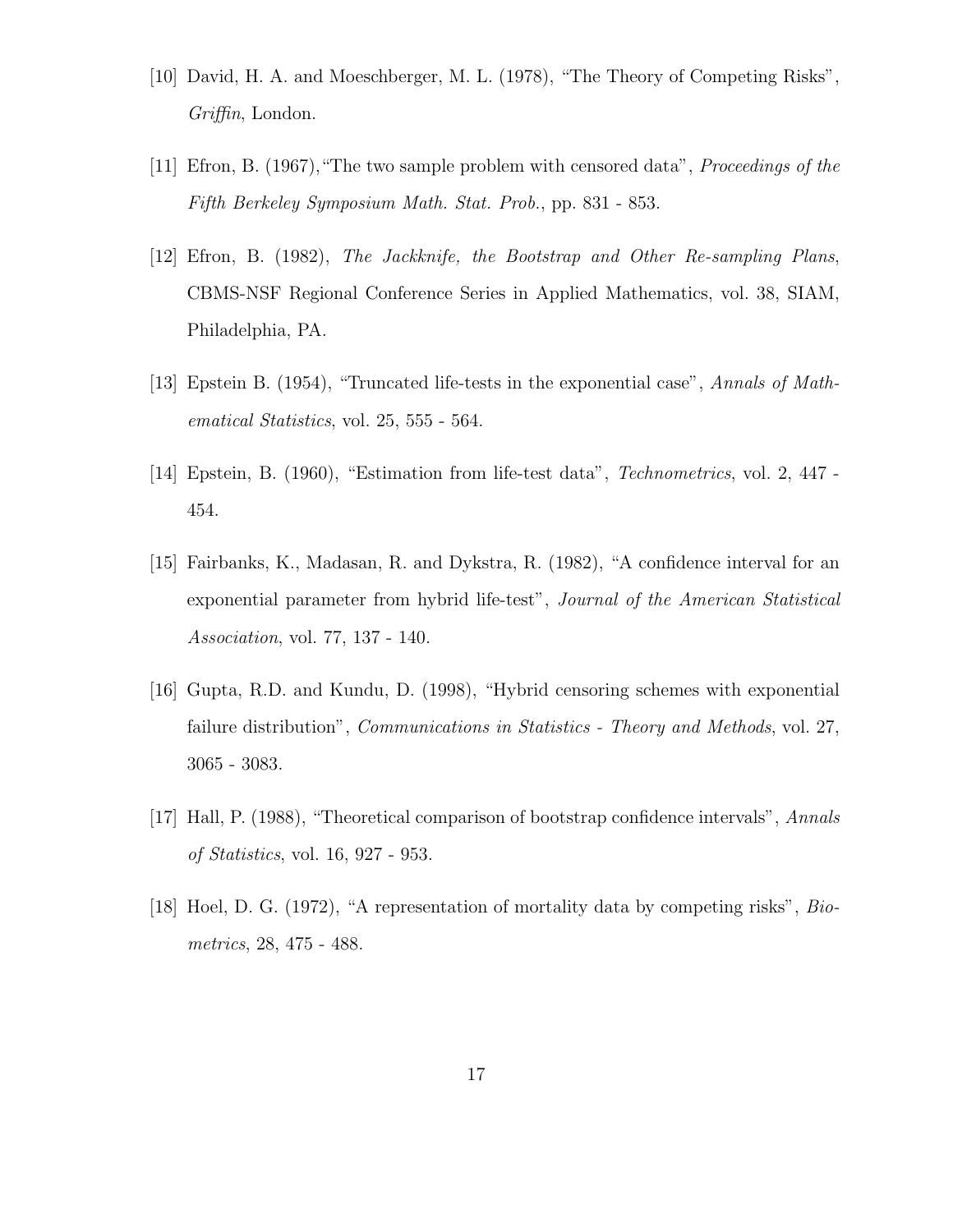[10] David, H. A. and Moeschberger, M. L. (1978), "The Theory of Competing Risks", *Griffin*, London.

[11] Efron, B. (1967),"The two sample problem with censored data", *Proceedings of the Fifth Berkeley Symposium Math. Stat. Prob.*, pp. 831 - 853.

[12] Efron, B. (1982), *The Jackknife, the Bootstrap and Other Re-sampling Plans*, CBMS-NSF Regional Conference Series in Applied Mathematics, vol. 38, SIAM, Philadelphia, PA.

[13] Epstein B. (1954), "Truncated life-tests in the exponential case", *Annals of Mathematical Statistics*, vol. 25, 555 - 564.

[14] Epstein, B. (1960), "Estimation from life-test data", *Technometrics*, vol. 2, 447 - 454.

[15] Fairbanks, K., Madasan, R. and Dykstra, R. (1982), "A confidence interval for an exponential parameter from hybrid life-test", *Journal of the American Statistical Association*, vol. 77, 137 - 140.

[16] Gupta, R.D. and Kundu, D. (1998), "Hybrid censoring schemes with exponential failure distribution", *Communications in Statistics - Theory and Methods*, vol. 27, 3065 - 3083.

[17] Hall, P. (1988), "Theoretical comparison of bootstrap confidence intervals", *Annals of Statistics*, vol. 16, 927 - 953.

[18] Hoel, D. G. (1972), "A representation of mortality data by competing risks", *Biometrics*, 28, 475 - 488.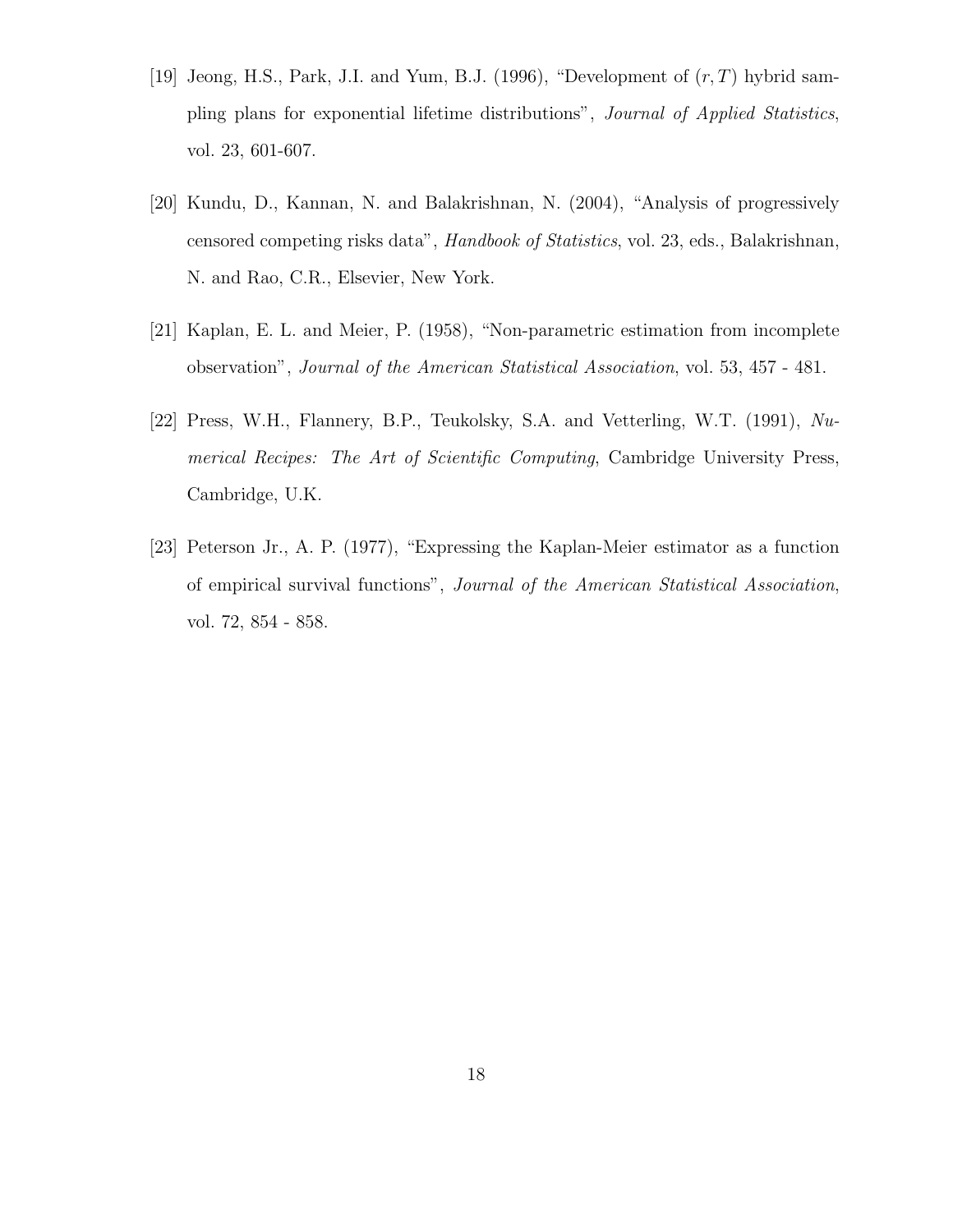[19] Jeong, H.S., Park, J.I. and Yum, B.J. (1996), "Development of $(r, T)$ hybrid sampling plans for exponential lifetime distributions", *Journal of Applied Statistics*, vol. 23, 601-607.

[20] Kundu, D., Kannan, N. and Balakrishnan, N. (2004), "Analysis of progressively censored competing risks data", *Handbook of Statistics*, vol. 23, eds., Balakrishnan, N. and Rao, C.R., Elsevier, New York.

[21] Kaplan, E. L. and Meier, P. (1958), "Non-parametric estimation from incomplete observation", *Journal of the American Statistical Association*, vol. 53, 457 - 481.

[22] Press, W.H., Flannery, B.P., Teukolsky, S.A. and Vetterling, W.T. (1991), *Numerical Recipes: The Art of Scientific Computing*, Cambridge University Press, Cambridge, U.K.

[23] Peterson Jr., A. P. (1977), "Expressing the Kaplan-Meier estimator as a function of empirical survival functions", *Journal of the American Statistical Association*, vol. 72, 854 - 858.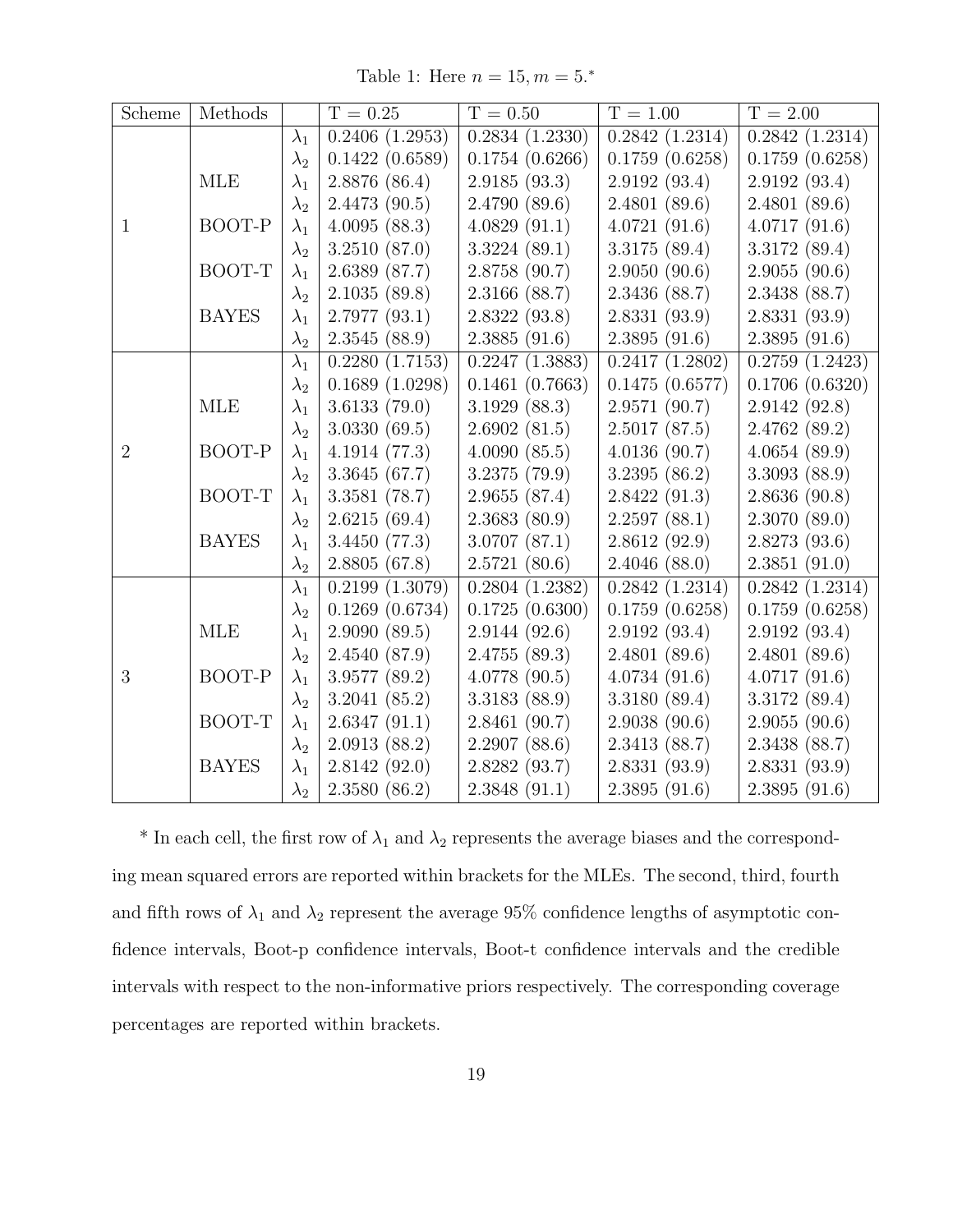Table 1: Here $n = 15, m = 5$.*

| Scheme | Methods | | T = 0.25 | T = 0.50 | T = 1.00 | T = 2.00 |
|---|---|---|---|---|---|---|
| | | $\lambda_1$ | 0.2406 (1.2953) | 0.2834 (1.2330) | 0.2842 (1.2314) | 0.2842 (1.2314) |
| | | $\lambda_2$ | 0.1422 (0.6589) | 0.1754 (0.6266) | 0.1759 (0.6258) | 0.1759 (0.6258) |
| | MLE | $\lambda_1$ | 2.8876 (86.4) | 2.9185 (93.3) | 2.9192 (93.4) | 2.9192 (93.4) |
| | | $\lambda_2$ | 2.4473 (90.5) | 2.4790 (89.6) | 2.4801 (89.6) | 2.4801 (89.6) |
| 1 | BOOT-P | $\lambda_1$ | 4.0095 (88.3) | 4.0829 (91.1) | 4.0721 (91.6) | 4.0717 (91.6) |
| | | $\lambda_2$ | 3.2510 (87.0) | 3.3224 (89.1) | 3.3175 (89.4) | 3.3172 (89.4) |
| | BOOT-T | $\lambda_1$ | 2.6389 (87.7) | 2.8758 (90.7) | 2.9050 (90.6) | 2.9055 (90.6) |
| | | $\lambda_2$ | 2.1035 (89.8) | 2.3166 (88.7) | 2.3436 (88.7) | 2.3438 (88.7) |
| | BAYES | $\lambda_1$ | 2.7977 (93.1) | 2.8322 (93.8) | 2.8331 (93.9) | 2.8331 (93.9) |
| | | $\lambda_2$ | 2.3545 (88.9) | 2.3885 (91.6) | 2.3895 (91.6) | 2.3895 (91.6) |
| | | $\lambda_1$ | 0.2280 (1.7153) | 0.2247 (1.3883) | 0.2417 (1.2802) | 0.2759 (1.2423) |
| | | $\lambda_2$ | 0.1689 (1.0298) | 0.1461 (0.7663) | 0.1475 (0.6577) | 0.1706 (0.6320) |
| | MLE | $\lambda_1$ | 3.6133 (79.0) | 3.1929 (88.3) | 2.9571 (90.7) | 2.9142 (92.8) |
| | | $\lambda_2$ | 3.0330 (69.5) | 2.6902 (81.5) | 2.5017 (87.5) | 2.4762 (89.2) |
| 2 | BOOT-P | $\lambda_1$ | 4.1914 (77.3) | 4.0090 (85.5) | 4.0136 (90.7) | 4.0654 (89.9) |
| | | $\lambda_2$ | 3.3645 (67.7) | 3.2375 (79.9) | 3.2395 (86.2) | 3.3093 (88.9) |
| | BOOT-T | $\lambda_1$ | 3.3581 (78.7) | 2.9655 (87.4) | 2.8422 (91.3) | 2.8636 (90.8) |
| | | $\lambda_2$ | 2.6215 (69.4) | 2.3683 (80.9) | 2.2597 (88.1) | 2.3070 (89.0) |
| | BAYES | $\lambda_1$ | 3.4450 (77.3) | 3.0707 (87.1) | 2.8612 (92.9) | 2.8273 (93.6) |
| | | $\lambda_2$ | 2.8805 (67.8) | 2.5721 (80.6) | 2.4046 (88.0) | 2.3851 (91.0) |
| | | $\lambda_1$ | 0.2199 (1.3079) | 0.2804 (1.2382) | 0.2842 (1.2314) | 0.2842 (1.2314) |
| | | $\lambda_2$ | 0.1269 (0.6734) | 0.1725 (0.6300) | 0.1759 (0.6258) | 0.1759 (0.6258) |
| | MLE | $\lambda_1$ | 2.9090 (89.5) | 2.9144 (92.6) | 2.9192 (93.4) | 2.9192 (93.4) |
| | | $\lambda_2$ | 2.4540 (87.9) | 2.4755 (89.3) | 2.4801 (89.6) | 2.4801 (89.6) |
| 3 | BOOT-P | $\lambda_1$ | 3.9577 (89.2) | 4.0778 (90.5) | 4.0734 (91.6) | 4.0717 (91.6) |
| | | $\lambda_2$ | 3.2041 (85.2) | 3.3183 (88.9) | 3.3180 (89.4) | 3.3172 (89.4) |
| | BOOT-T | $\lambda_1$ | 2.6347 (91.1) | 2.8461 (90.7) | 2.9038 (90.6) | 2.9055 (90.6) |
| | | $\lambda_2$ | 2.0913 (88.2) | 2.2907 (88.6) | 2.3413 (88.7) | 2.3438 (88.7) |
| | BAYES | $\lambda_1$ | 2.8142 (92.0) | 2.8282 (93.7) | 2.8331 (93.9) | 2.8331 (93.9) |
| | | $\lambda_2$ | 2.3580 (86.2) | 2.3848 (91.1) | 2.3895 (91.6) | 2.3895 (91.6) |

* In each cell, the first row of $\lambda_1$ and $\lambda_2$ represents the average biases and the corresponding mean squared errors are reported within brackets for the MLEs. The second, third, fourth and fifth rows of $\lambda_1$ and $\lambda_2$ represent the average 95% confidence lengths of asymptotic confidence intervals, Boot-p confidence intervals, Boot-t confidence intervals and the credible intervals with respect to the non-informative priors respectively. The corresponding coverage percentages are reported within brackets.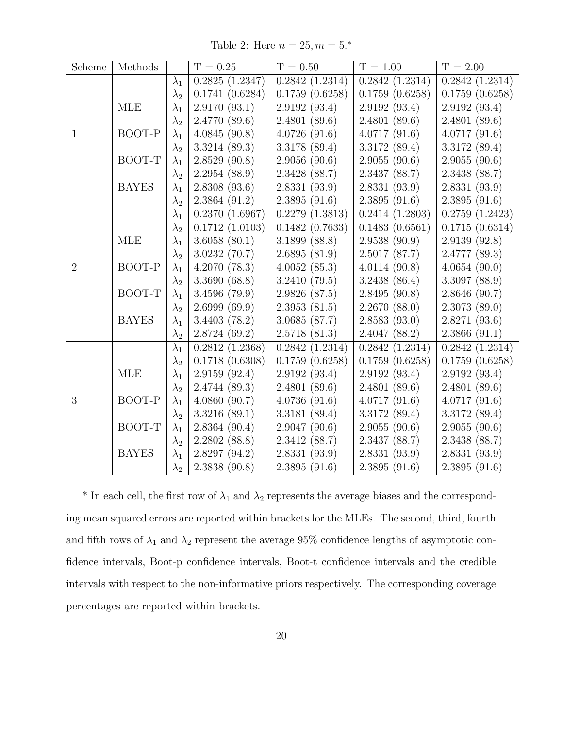Table 2: Here $n = 25, m = 5$.*

| Scheme | Methods | | T = 0.25 | T = 0.50 | T = 1.00 | T = 2.00 |
|---|---|---|---|---|---|---|
| | | $\lambda_1$ | 0.2825 (1.2347) | 0.2842 (1.2314) | 0.2842 (1.2314) | 0.2842 (1.2314) |
| | | $\lambda_2$ | 0.1741 (0.6284) | 0.1759 (0.6258) | 0.1759 (0.6258) | 0.1759 (0.6258) |
| | MLE | $\lambda_1$ | 2.9170 (93.1) | 2.9192 (93.4) | 2.9192 (93.4) | 2.9192 (93.4) |
| | | $\lambda_2$ | 2.4770 (89.6) | 2.4801 (89.6) | 2.4801 (89.6) | 2.4801 (89.6) |
| 1 | BOOT-P | $\lambda_1$ | 4.0845 (90.8) | 4.0726 (91.6) | 4.0717 (91.6) | 4.0717 (91.6) |
| | | $\lambda_2$ | 3.3214 (89.3) | 3.3178 (89.4) | 3.3172 (89.4) | 3.3172 (89.4) |
| | BOOT-T | $\lambda_1$ | 2.8529 (90.8) | 2.9056 (90.6) | 2.9055 (90.6) | 2.9055 (90.6) |
| | | $\lambda_2$ | 2.2954 (88.9) | 2.3428 (88.7) | 2.3437 (88.7) | 2.3438 (88.7) |
| | BAYES | $\lambda_1$ | 2.8308 (93.6) | 2.8331 (93.9) | 2.8331 (93.9) | 2.8331 (93.9) |
| | | $\lambda_2$ | 2.3864 (91.2) | 2.3895 (91.6) | 2.3895 (91.6) | 2.3895 (91.6) |
| | | $\lambda_1$ | 0.2370 (1.6967) | 0.2279 (1.3813) | 0.2414 (1.2803) | 0.2759 (1.2423) |
| | | $\lambda_2$ | 0.1712 (1.0103) | 0.1482 (0.7633) | 0.1483 (0.6561) | 0.1715 (0.6314) |
| | MLE | $\lambda_1$ | 3.6058 (80.1) | 3.1899 (88.8) | 2.9538 (90.9) | 2.9139 (92.8) |
| | | $\lambda_2$ | 3.0232 (70.7) | 2.6895 (81.9) | 2.5017 (87.7) | 2.4777 (89.3) |
| 2 | BOOT-P | $\lambda_1$ | 4.2070 (78.3) | 4.0052 (85.3) | 4.0114 (90.8) | 4.0654 (90.0) |
| | | $\lambda_2$ | 3.3690 (68.8) | 3.2410 (79.5) | 3.2438 (86.4) | 3.3097 (88.9) |
| | BOOT-T | $\lambda_1$ | 3.4596 (79.9) | 2.9826 (87.5) | 2.8495 (90.8) | 2.8646 (90.7) |
| | | $\lambda_2$ | 2.6999 (69.9) | 2.3953 (81.5) | 2.2670 (88.0) | 2.3073 (89.0) |
| | BAYES | $\lambda_1$ | 3.4403 (78.2) | 3.0685 (87.7) | 2.8583 (93.0) | 2.8271 (93.6) |
| | | $\lambda_2$ | 2.8724 (69.2) | 2.5718 (81.3) | 2.4047 (88.2) | 2.3866 (91.1) |
| | | $\lambda_1$ | 0.2812 (1.2368) | 0.2842 (1.2314) | 0.2842 (1.2314) | 0.2842 (1.2314) |
| | | $\lambda_2$ | 0.1718 (0.6308) | 0.1759 (0.6258) | 0.1759 (0.6258) | 0.1759 (0.6258) |
| | MLE | $\lambda_1$ | 2.9159 (92.4) | 2.9192 (93.4) | 2.9192 (93.4) | 2.9192 (93.4) |
| | | $\lambda_2$ | 2.4744 (89.3) | 2.4801 (89.6) | 2.4801 (89.6) | 2.4801 (89.6) |
| 3 | BOOT-P | $\lambda_1$ | 4.0860 (90.7) | 4.0736 (91.6) | 4.0717 (91.6) | 4.0717 (91.6) |
| | | $\lambda_2$ | 3.3216 (89.1) | 3.3181 (89.4) | 3.3172 (89.4) | 3.3172 (89.4) |
| | BOOT-T | $\lambda_1$ | 2.8364 (90.4) | 2.9047 (90.6) | 2.9055 (90.6) | 2.9055 (90.6) |
| | | $\lambda_2$ | 2.2802 (88.8) | 2.3412 (88.7) | 2.3437 (88.7) | 2.3438 (88.7) |
| | BAYES | $\lambda_1$ | 2.8297 (94.2) | 2.8331 (93.9) | 2.8331 (93.9) | 2.8331 (93.9) |
| | | $\lambda_2$ | 2.3838 (90.8) | 2.3895 (91.6) | 2.3895 (91.6) | 2.3895 (91.6) |

* In each cell, the first row of $\lambda_1$ and $\lambda_2$ represents the average biases and the corresponding mean squared errors are reported within brackets for the MLEs. The second, third, fourth and fifth rows of $\lambda_1$ and $\lambda_2$ represent the average 95% confidence lengths of asymptotic confidence intervals, Boot-p confidence intervals, Boot-t confidence intervals and the credible intervals with respect to the non-informative priors respectively. The corresponding coverage percentages are reported within brackets.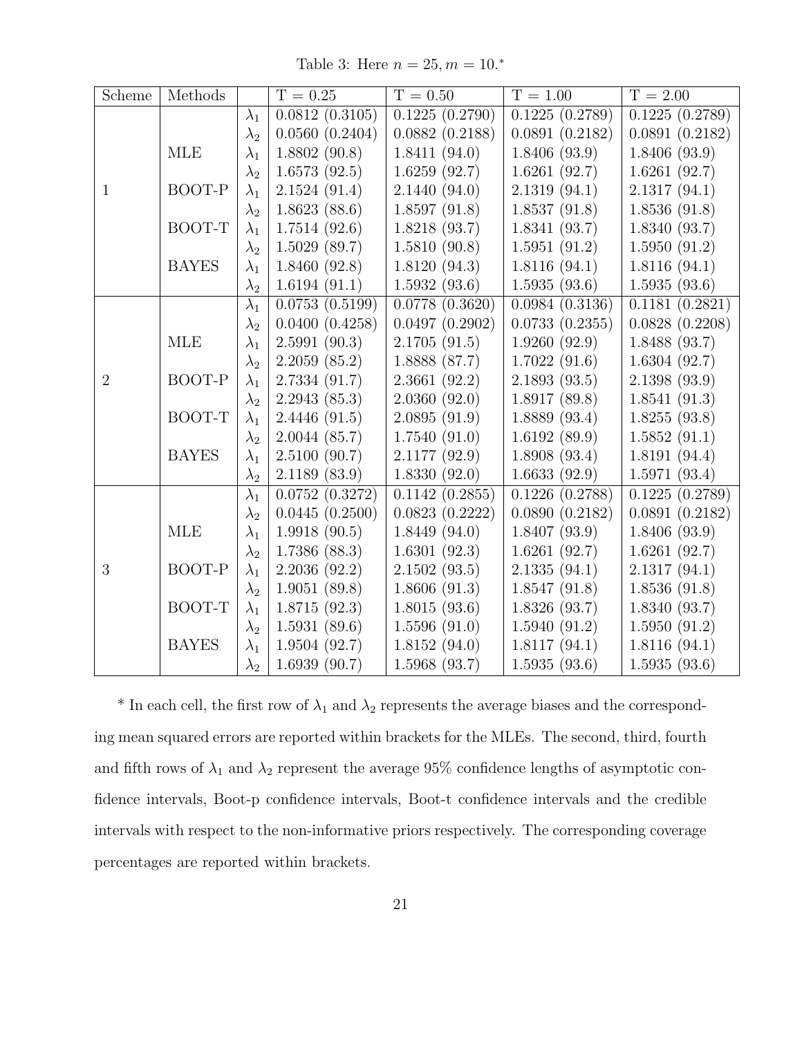Table 3: Here $n = 25, m = 10$.*

| Scheme | Methods | | T = 0.25 | T = 0.50 | T = 1.00 | T = 2.00 |
|---|---|---|---|---|---|---|
| 1 | | $\lambda_1$ | 0.0812 (0.3105) | 0.1225 (0.2790) | 0.1225 (0.2789) | 0.1225 (0.2789) |
| | | $\lambda_2$ | 0.0560 (0.2404) | 0.0882 (0.2188) | 0.0891 (0.2182) | 0.0891 (0.2182) |
| | MLE | $\lambda_1$ | 1.8802 (90.8) | 1.8411 (94.0) | 1.8406 (93.9) | 1.8406 (93.9) |
| | | $\lambda_2$ | 1.6573 (92.5) | 1.6259 (92.7) | 1.6261 (92.7) | 1.6261 (92.7) |
| | BOOT-P | $\lambda_1$ | 2.1524 (91.4) | 2.1440 (94.0) | 2.1319 (94.1) | 2.1317 (94.1) |
| | | $\lambda_2$ | 1.8623 (88.6) | 1.8597 (91.8) | 1.8537 (91.8) | 1.8536 (91.8) |
| | BOOT-T | $\lambda_1$ | 1.7514 (92.6) | 1.8218 (93.7) | 1.8341 (93.7) | 1.8340 (93.7) |
| | | $\lambda_2$ | 1.5029 (89.7) | 1.5810 (90.8) | 1.5951 (91.2) | 1.5950 (91.2) |
| | BAYES | $\lambda_1$ | 1.8460 (92.8) | 1.8120 (94.3) | 1.8116 (94.1) | 1.8116 (94.1) |
| | | $\lambda_2$ | 1.6194 (91.1) | 1.5932 (93.6) | 1.5935 (93.6) | 1.5935 (93.6) |
| 2 | | $\lambda_1$ | 0.0753 (0.5199) | 0.0778 (0.3620) | 0.0984 (0.3136) | 0.1181 (0.2821) |
| | | $\lambda_2$ | 0.0400 (0.4258) | 0.0497 (0.2902) | 0.0733 (0.2355) | 0.0828 (0.2208) |
| | MLE | $\lambda_1$ | 2.5991 (90.3) | 2.1705 (91.5) | 1.9260 (92.9) | 1.8488 (93.7) |
| | | $\lambda_2$ | 2.2059 (85.2) | 1.8888 (87.7) | 1.7022 (91.6) | 1.6304 (92.7) |
| | BOOT-P | $\lambda_1$ | 2.7334 (91.7) | 2.3661 (92.2) | 2.1893 (93.5) | 2.1398 (93.9) |
| | | $\lambda_2$ | 2.2943 (85.3) | 2.0360 (92.0) | 1.8917 (89.8) | 1.8541 (91.3) |
| | BOOT-T | $\lambda_1$ | 2.4446 (91.5) | 2.0895 (91.9) | 1.8889 (93.4) | 1.8255 (93.8) |
| | | $\lambda_2$ | 2.0044 (85.7) | 1.7540 (91.0) | 1.6192 (89.9) | 1.5852 (91.1) |
| | BAYES | $\lambda_1$ | 2.5100 (90.7) | 2.1177 (92.9) | 1.8908 (93.4) | 1.8191 (94.4) |
| | | $\lambda_2$ | 2.1189 (83.9) | 1.8330 (92.0) | 1.6633 (92.9) | 1.5971 (93.4) |
| 3 | | $\lambda_1$ | 0.0752 (0.3272) | 0.1142 (0.2855) | 0.1226 (0.2788) | 0.1225 (0.2789) |
| | | $\lambda_2$ | 0.0445 (0.2500) | 0.0823 (0.2222) | 0.0890 (0.2182) | 0.0891 (0.2182) |
| | MLE | $\lambda_1$ | 1.9918 (90.5) | 1.8449 (94.0) | 1.8407 (93.9) | 1.8406 (93.9) |
| | | $\lambda_2$ | 1.7386 (88.3) | 1.6301 (92.3) | 1.6261 (92.7) | 1.6261 (92.7) |
| | BOOT-P | $\lambda_1$ | 2.2036 (92.2) | 2.1502 (93.5) | 2.1335 (94.1) | 2.1317 (94.1) |
| | | $\lambda_2$ | 1.9051 (89.8) | 1.8606 (91.3) | 1.8547 (91.8) | 1.8536 (91.8) |
| | BOOT-T | $\lambda_1$ | 1.8715 (92.3) | 1.8015 (93.6) | 1.8326 (93.7) | 1.8340 (93.7) |
| | | $\lambda_2$ | 1.5931 (89.6) | 1.5596 (91.0) | 1.5940 (91.2) | 1.5950 (91.2) |
| | BAYES | $\lambda_1$ | 1.9504 (92.7) | 1.8152 (94.0) | 1.8117 (94.1) | 1.8116 (94.1) |
| | | $\lambda_2$ | 1.6939 (90.7) | 1.5968 (93.7) | 1.5935 (93.6) | 1.5935 (93.6) |

* In each cell, the first row of $\lambda_1$ and $\lambda_2$ represents the average biases and the corresponding mean squared errors are reported within brackets for the MLEs. The second, third, fourth and fifth rows of $\lambda_1$ and $\lambda_2$ represent the average 95% confidence lengths of asymptotic confidence intervals, Boot-p confidence intervals, Boot-t confidence intervals and the credible intervals with respect to the non-informative priors respectively. The corresponding coverage percentages are reported within brackets.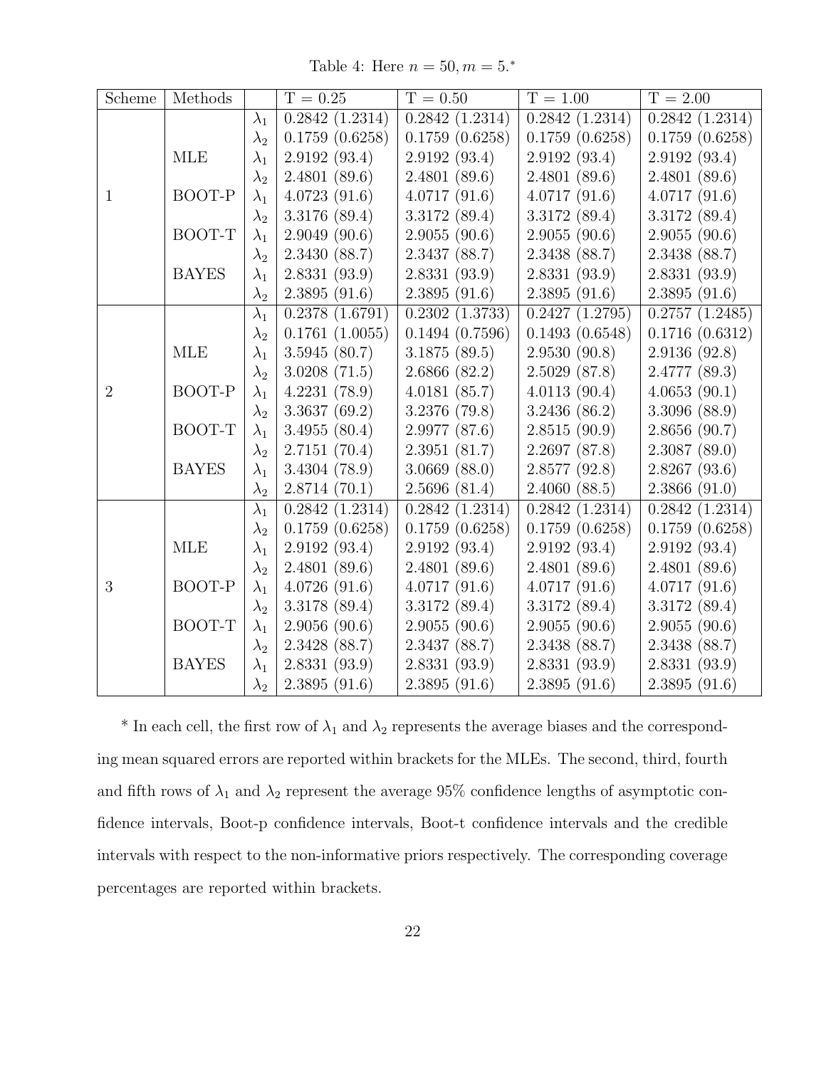Table 4: Here $n = 50, m = 5$.*

| Scheme | Methods | | T = 0.25 | T = 0.50 | T = 1.00 | T = 2.00 |
|---|---|---|---|---|---|---|
| 1 | | $\lambda_1$ | 0.2842 (1.2314) | 0.2842 (1.2314) | 0.2842 (1.2314) | 0.2842 (1.2314) |
| | | $\lambda_2$ | 0.1759 (0.6258) | 0.1759 (0.6258) | 0.1759 (0.6258) | 0.1759 (0.6258) |
| | MLE | $\lambda_1$ | 2.9192 (93.4) | 2.9192 (93.4) | 2.9192 (93.4) | 2.9192 (93.4) |
| | | $\lambda_2$ | 2.4801 (89.6) | 2.4801 (89.6) | 2.4801 (89.6) | 2.4801 (89.6) |
| | BOOT-P | $\lambda_1$ | 4.0723 (91.6) | 4.0717 (91.6) | 4.0717 (91.6) | 4.0717 (91.6) |
| | | $\lambda_2$ | 3.3176 (89.4) | 3.3172 (89.4) | 3.3172 (89.4) | 3.3172 (89.4) |
| | BOOT-T | $\lambda_1$ | 2.9049 (90.6) | 2.9055 (90.6) | 2.9055 (90.6) | 2.9055 (90.6) |
| | | $\lambda_2$ | 2.3430 (88.7) | 2.3437 (88.7) | 2.3438 (88.7) | 2.3438 (88.7) |
| | BAYES | $\lambda_1$ | 2.8331 (93.9) | 2.8331 (93.9) | 2.8331 (93.9) | 2.8331 (93.9) |
| | | $\lambda_2$ | 2.3895 (91.6) | 2.3895 (91.6) | 2.3895 (91.6) | 2.3895 (91.6) |
| 2 | | $\lambda_1$ | 0.2378 (1.6791) | 0.2302 (1.3733) | 0.2427 (1.2795) | 0.2757 (1.2485) |
| | | $\lambda_2$ | 0.1761 (1.0055) | 0.1494 (0.7596) | 0.1493 (0.6548) | 0.1716 (0.6312) |
| | MLE | $\lambda_1$ | 3.5945 (80.7) | 3.1875 (89.5) | 2.9530 (90.8) | 2.9136 (92.8) |
| | | $\lambda_2$ | 3.0208 (71.5) | 2.6866 (82.2) | 2.5029 (87.8) | 2.4777 (89.3) |
| | BOOT-P | $\lambda_1$ | 4.2231 (78.9) | 4.0181 (85.7) | 4.0113 (90.4) | 4.0653 (90.1) |
| | | $\lambda_2$ | 3.3637 (69.2) | 3.2376 (79.8) | 3.2436 (86.2) | 3.3096 (88.9) |
| | BOOT-T | $\lambda_1$ | 3.4955 (80.4) | 2.9977 (87.6) | 2.8515 (90.9) | 2.8656 (90.7) |
| | | $\lambda_2$ | 2.7151 (70.4) | 2.3951 (81.7) | 2.2697 (87.8) | 2.3087 (89.0) |
| | BAYES | $\lambda_1$ | 3.4304 (78.9) | 3.0669 (88.0) | 2.8577 (92.8) | 2.8267 (93.6) |
| | | $\lambda_2$ | 2.8714 (70.1) | 2.5696 (81.4) | 2.4060 (88.5) | 2.3866 (91.0) |
| 3 | | $\lambda_1$ | 0.2842 (1.2314) | 0.2842 (1.2314) | 0.2842 (1.2314) | 0.2842 (1.2314) |
| | | $\lambda_2$ | 0.1759 (0.6258) | 0.1759 (0.6258) | 0.1759 (0.6258) | 0.1759 (0.6258) |
| | MLE | $\lambda_1$ | 2.9192 (93.4) | 2.9192 (93.4) | 2.9192 (93.4) | 2.9192 (93.4) |
| | | $\lambda_2$ | 2.4801 (89.6) | 2.4801 (89.6) | 2.4801 (89.6) | 2.4801 (89.6) |
| | BOOT-P | $\lambda_1$ | 4.0726 (91.6) | 4.0717 (91.6) | 4.0717 (91.6) | 4.0717 (91.6) |
| | | $\lambda_2$ | 3.3178 (89.4) | 3.3172 (89.4) | 3.3172 (89.4) | 3.3172 (89.4) |
| | BOOT-T | $\lambda_1$ | 2.9056 (90.6) | 2.9055 (90.6) | 2.9055 (90.6) | 2.9055 (90.6) |
| | | $\lambda_2$ | 2.3428 (88.7) | 2.3437 (88.7) | 2.3438 (88.7) | 2.3438 (88.7) |
| | BAYES | $\lambda_1$ | 2.8331 (93.9) | 2.8331 (93.9) | 2.8331 (93.9) | 2.8331 (93.9) |
| | | $\lambda_2$ | 2.3895 (91.6) | 2.3895 (91.6) | 2.3895 (91.6) | 2.3895 (91.6) |

* In each cell, the first row of $\lambda_1$ and $\lambda_2$ represents the average biases and the corresponding mean squared errors are reported within brackets for the MLEs. The second, third, fourth and fifth rows of $\lambda_1$ and $\lambda_2$ represent the average 95% confidence lengths of asymptotic confidence intervals, Boot-p confidence intervals, Boot-t confidence intervals and the credible intervals with respect to the non-informative priors respectively. The corresponding coverage percentages are reported within brackets.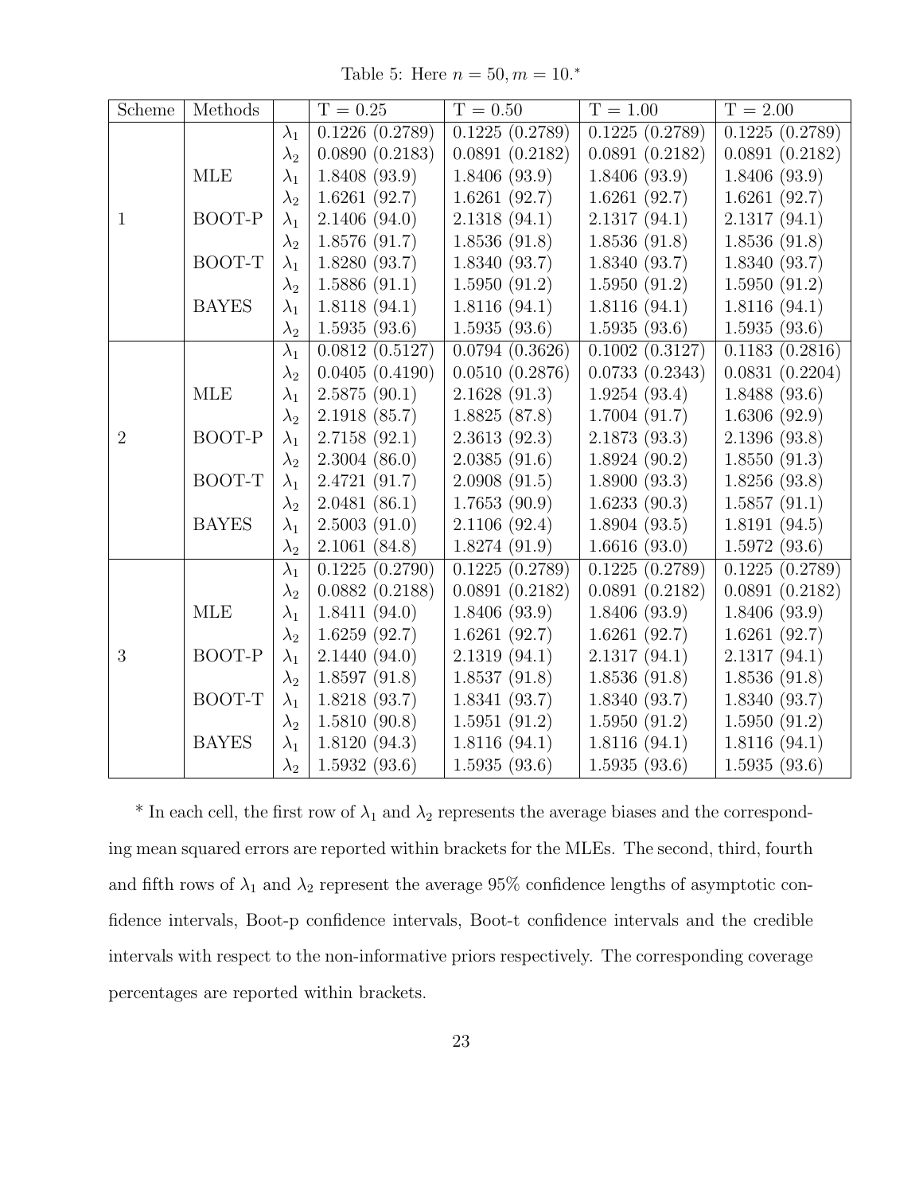Table 5: Here $n = 50, m = 10$.*

| Scheme | Methods | | T = 0.25 | T = 0.50 | T = 1.00 | T = 2.00 |
|---|---|---|---|---|---|---|
| 1 | | $\lambda_1$ | 0.1226 (0.2789) | 0.1225 (0.2789) | 0.1225 (0.2789) | 0.1225 (0.2789) |
| | | $\lambda_2$ | 0.0890 (0.2183) | 0.0891 (0.2182) | 0.0891 (0.2182) | 0.0891 (0.2182) |
| | MLE | $\lambda_1$ | 1.8408 (93.9) | 1.8406 (93.9) | 1.8406 (93.9) | 1.8406 (93.9) |
| | | $\lambda_2$ | 1.6261 (92.7) | 1.6261 (92.7) | 1.6261 (92.7) | 1.6261 (92.7) |
| | BOOT-P | $\lambda_1$ | 2.1406 (94.0) | 2.1318 (94.1) | 2.1317 (94.1) | 2.1317 (94.1) |
| | | $\lambda_2$ | 1.8576 (91.7) | 1.8536 (91.8) | 1.8536 (91.8) | 1.8536 (91.8) |
| | BOOT-T | $\lambda_1$ | 1.8280 (93.7) | 1.8340 (93.7) | 1.8340 (93.7) | 1.8340 (93.7) |
| | | $\lambda_2$ | 1.5886 (91.1) | 1.5950 (91.2) | 1.5950 (91.2) | 1.5950 (91.2) |
| | BAYES | $\lambda_1$ | 1.8118 (94.1) | 1.8116 (94.1) | 1.8116 (94.1) | 1.8116 (94.1) |
| | | $\lambda_2$ | 1.5935 (93.6) | 1.5935 (93.6) | 1.5935 (93.6) | 1.5935 (93.6) |
| 2 | | $\lambda_1$ | 0.0812 (0.5127) | 0.0794 (0.3626) | 0.1002 (0.3127) | 0.1183 (0.2816) |
| | | $\lambda_2$ | 0.0405 (0.4190) | 0.0510 (0.2876) | 0.0733 (0.2343) | 0.0831 (0.2204) |
| | MLE | $\lambda_1$ | 2.5875 (90.1) | 2.1628 (91.3) | 1.9254 (93.4) | 1.8488 (93.6) |
| | | $\lambda_2$ | 2.1918 (85.7) | 1.8825 (87.8) | 1.7004 (91.7) | 1.6306 (92.9) |
| | BOOT-P | $\lambda_1$ | 2.7158 (92.1) | 2.3613 (92.3) | 2.1873 (93.3) | 2.1396 (93.8) |
| | | $\lambda_2$ | 2.3004 (86.0) | 2.0385 (91.6) | 1.8924 (90.2) | 1.8550 (91.3) |
| | BOOT-T | $\lambda_1$ | 2.4721 (91.7) | 2.0908 (91.5) | 1.8900 (93.3) | 1.8256 (93.8) |
| | | $\lambda_2$ | 2.0481 (86.1) | 1.7653 (90.9) | 1.6233 (90.3) | 1.5857 (91.1) |
| | BAYES | $\lambda_1$ | 2.5003 (91.0) | 2.1106 (92.4) | 1.8904 (93.5) | 1.8191 (94.5) |
| | | $\lambda_2$ | 2.1061 (84.8) | 1.8274 (91.9) | 1.6616 (93.0) | 1.5972 (93.6) |
| 3 | | $\lambda_1$ | 0.1225 (0.2790) | 0.1225 (0.2789) | 0.1225 (0.2789) | 0.1225 (0.2789) |
| | | $\lambda_2$ | 0.0882 (0.2188) | 0.0891 (0.2182) | 0.0891 (0.2182) | 0.0891 (0.2182) |
| | MLE | $\lambda_1$ | 1.8411 (94.0) | 1.8406 (93.9) | 1.8406 (93.9) | 1.8406 (93.9) |
| | | $\lambda_2$ | 1.6259 (92.7) | 1.6261 (92.7) | 1.6261 (92.7) | 1.6261 (92.7) |
| | BOOT-P | $\lambda_1$ | 2.1440 (94.0) | 2.1319 (94.1) | 2.1317 (94.1) | 2.1317 (94.1) |
| | | $\lambda_2$ | 1.8597 (91.8) | 1.8537 (91.8) | 1.8536 (91.8) | 1.8536 (91.8) |
| | BOOT-T | $\lambda_1$ | 1.8218 (93.7) | 1.8341 (93.7) | 1.8340 (93.7) | 1.8340 (93.7) |
| | | $\lambda_2$ | 1.5810 (90.8) | 1.5951 (91.2) | 1.5950 (91.2) | 1.5950 (91.2) |
| | BAYES | $\lambda_1$ | 1.8120 (94.3) | 1.8116 (94.1) | 1.8116 (94.1) | 1.8116 (94.1) |
| | | $\lambda_2$ | 1.5932 (93.6) | 1.5935 (93.6) | 1.5935 (93.6) | 1.5935 (93.6) |

* In each cell, the first row of $\lambda_1$ and $\lambda_2$ represents the average biases and the corresponding mean squared errors are reported within brackets for the MLEs. The second, third, fourth and fifth rows of $\lambda_1$ and $\lambda_2$ represent the average 95% confidence lengths of asymptotic confidence intervals, Boot-p confidence intervals, Boot-t confidence intervals and the credible intervals with respect to the non-informative priors respectively. The corresponding coverage percentages are reported within brackets.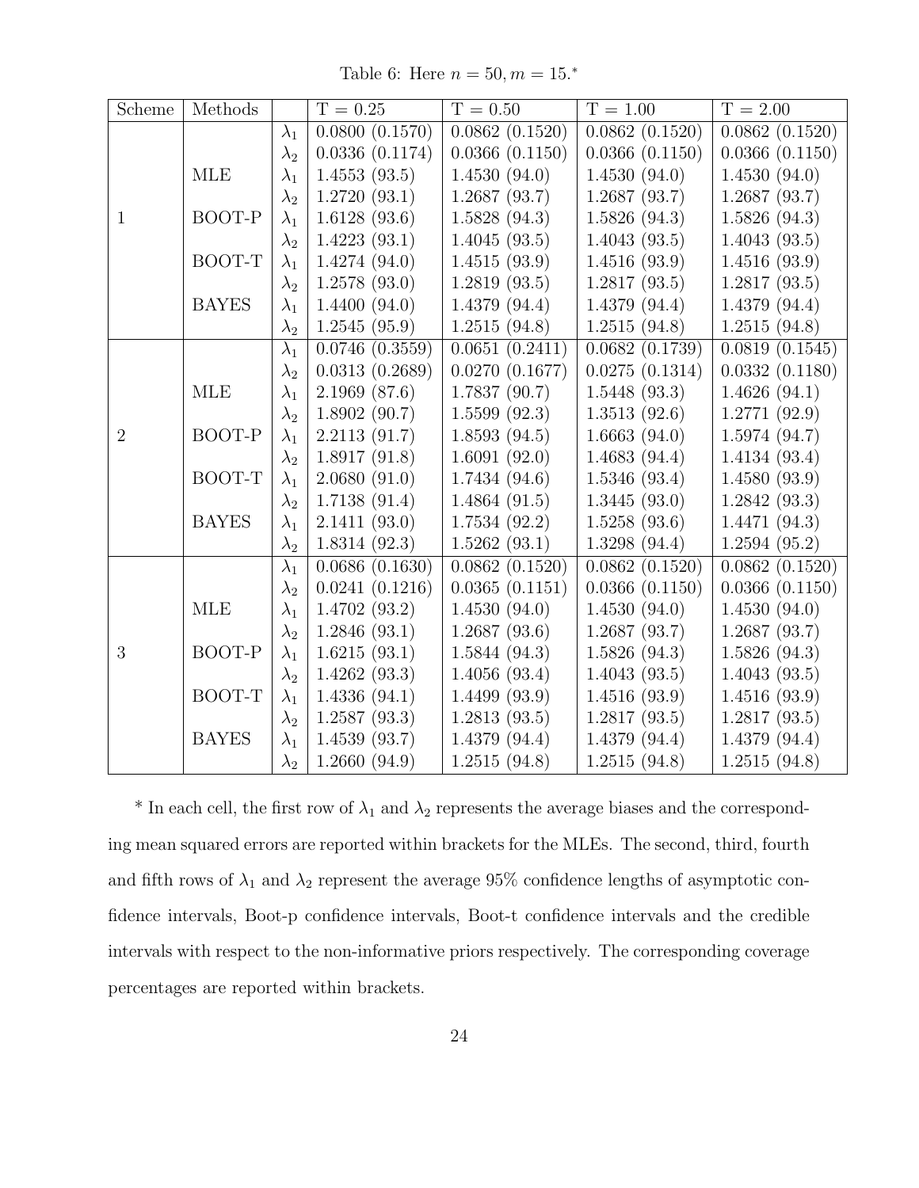Table 6: Here $n = 50, m = 15$.*

| Scheme | Methods | | T = 0.25 | T = 0.50 | T = 1.00 | T = 2.00 |
|---|---|---|---|---|---|---|
| 1 | | $\lambda_1$ | 0.0800 (0.1570) | 0.0862 (0.1520) | 0.0862 (0.1520) | 0.0862 (0.1520) |
| | | $\lambda_2$ | 0.0336 (0.1174) | 0.0366 (0.1150) | 0.0366 (0.1150) | 0.0366 (0.1150) |
| | MLE | $\lambda_1$ | 1.4553 (93.5) | 1.4530 (94.0) | 1.4530 (94.0) | 1.4530 (94.0) |
| | | $\lambda_2$ | 1.2720 (93.1) | 1.2687 (93.7) | 1.2687 (93.7) | 1.2687 (93.7) |
| | BOOT-P | $\lambda_1$ | 1.6128 (93.6) | 1.5828 (94.3) | 1.5826 (94.3) | 1.5826 (94.3) |
| | | $\lambda_2$ | 1.4223 (93.1) | 1.4045 (93.5) | 1.4043 (93.5) | 1.4043 (93.5) |
| | BOOT-T | $\lambda_1$ | 1.4274 (94.0) | 1.4515 (93.9) | 1.4516 (93.9) | 1.4516 (93.9) |
| | | $\lambda_2$ | 1.2578 (93.0) | 1.2819 (93.5) | 1.2817 (93.5) | 1.2817 (93.5) |
| | BAYES | $\lambda_1$ | 1.4400 (94.0) | 1.4379 (94.4) | 1.4379 (94.4) | 1.4379 (94.4) |
| | | $\lambda_2$ | 1.2545 (95.9) | 1.2515 (94.8) | 1.2515 (94.8) | 1.2515 (94.8) |
| 2 | | $\lambda_1$ | 0.0746 (0.3559) | 0.0651 (0.2411) | 0.0682 (0.1739) | 0.0819 (0.1545) |
| | | $\lambda_2$ | 0.0313 (0.2689) | 0.0270 (0.1677) | 0.0275 (0.1314) | 0.0332 (0.1180) |
| | MLE | $\lambda_1$ | 2.1969 (87.6) | 1.7837 (90.7) | 1.5448 (93.3) | 1.4626 (94.1) |
| | | $\lambda_2$ | 1.8902 (90.7) | 1.5599 (92.3) | 1.3513 (92.6) | 1.2771 (92.9) |
| | BOOT-P | $\lambda_1$ | 2.2113 (91.7) | 1.8593 (94.5) | 1.6663 (94.0) | 1.5974 (94.7) |
| | | $\lambda_2$ | 1.8917 (91.8) | 1.6091 (92.0) | 1.4683 (94.4) | 1.4134 (93.4) |
| | BOOT-T | $\lambda_1$ | 2.0680 (91.0) | 1.7434 (94.6) | 1.5346 (93.4) | 1.4580 (93.9) |
| | | $\lambda_2$ | 1.7138 (91.4) | 1.4864 (91.5) | 1.3445 (93.0) | 1.2842 (93.3) |
| | BAYES | $\lambda_1$ | 2.1411 (93.0) | 1.7534 (92.2) | 1.5258 (93.6) | 1.4471 (94.3) |
| | | $\lambda_2$ | 1.8314 (92.3) | 1.5262 (93.1) | 1.3298 (94.4) | 1.2594 (95.2) |
| 3 | | $\lambda_1$ | 0.0686 (0.1630) | 0.0862 (0.1520) | 0.0862 (0.1520) | 0.0862 (0.1520) |
| | | $\lambda_2$ | 0.0241 (0.1216) | 0.0365 (0.1151) | 0.0366 (0.1150) | 0.0366 (0.1150) |
| | MLE | $\lambda_1$ | 1.4702 (93.2) | 1.4530 (94.0) | 1.4530 (94.0) | 1.4530 (94.0) |
| | | $\lambda_2$ | 1.2846 (93.1) | 1.2687 (93.6) | 1.2687 (93.7) | 1.2687 (93.7) |
| | BOOT-P | $\lambda_1$ | 1.6215 (93.1) | 1.5844 (94.3) | 1.5826 (94.3) | 1.5826 (94.3) |
| | | $\lambda_2$ | 1.4262 (93.3) | 1.4056 (93.4) | 1.4043 (93.5) | 1.4043 (93.5) |
| | BOOT-T | $\lambda_1$ | 1.4336 (94.1) | 1.4499 (93.9) | 1.4516 (93.9) | 1.4516 (93.9) |
| | | $\lambda_2$ | 1.2587 (93.3) | 1.2813 (93.5) | 1.2817 (93.5) | 1.2817 (93.5) |
| | BAYES | $\lambda_1$ | 1.4539 (93.7) | 1.4379 (94.4) | 1.4379 (94.4) | 1.4379 (94.4) |
| | | $\lambda_2$ | 1.2660 (94.9) | 1.2515 (94.8) | 1.2515 (94.8) | 1.2515 (94.8) |

* In each cell, the first row of $\lambda_1$ and $\lambda_2$ represents the average biases and the corresponding mean squared errors are reported within brackets for the MLEs. The second, third, fourth and fifth rows of $\lambda_1$ and $\lambda_2$ represent the average 95% confidence lengths of asymptotic confidence intervals, Boot-p confidence intervals, Boot-t confidence intervals and the credible intervals with respect to the non-informative priors respectively. The corresponding coverage percentages are reported within brackets.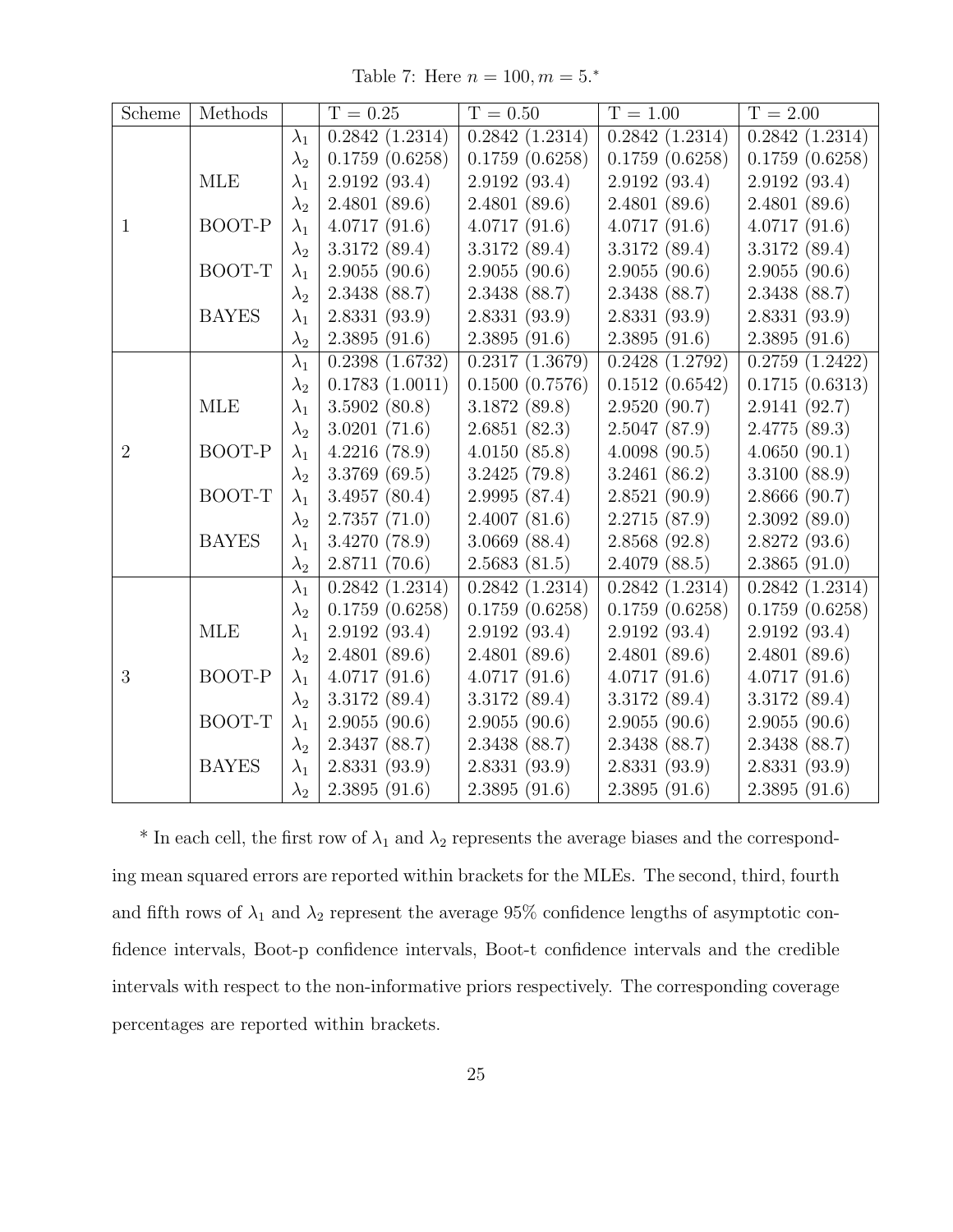Table 7: Here $n = 100, m = 5$.*

| Scheme | Methods | | T = 0.25 | T = 0.50 | T = 1.00 | T = 2.00 |
|---|---|---|---|---|---|---|
| | | $\lambda_1$ | 0.2842 (1.2314) | 0.2842 (1.2314) | 0.2842 (1.2314) | 0.2842 (1.2314) |
| | | $\lambda_2$ | 0.1759 (0.6258) | 0.1759 (0.6258) | 0.1759 (0.6258) | 0.1759 (0.6258) |
| | MLE | $\lambda_1$ | 2.9192 (93.4) | 2.9192 (93.4) | 2.9192 (93.4) | 2.9192 (93.4) |
| | | $\lambda_2$ | 2.4801 (89.6) | 2.4801 (89.6) | 2.4801 (89.6) | 2.4801 (89.6) |
| 1 | BOOT-P | $\lambda_1$ | 4.0717 (91.6) | 4.0717 (91.6) | 4.0717 (91.6) | 4.0717 (91.6) |
| | | $\lambda_2$ | 3.3172 (89.4) | 3.3172 (89.4) | 3.3172 (89.4) | 3.3172 (89.4) |
| | BOOT-T | $\lambda_1$ | 2.9055 (90.6) | 2.9055 (90.6) | 2.9055 (90.6) | 2.9055 (90.6) |
| | | $\lambda_2$ | 2.3438 (88.7) | 2.3438 (88.7) | 2.3438 (88.7) | 2.3438 (88.7) |
| | BAYES | $\lambda_1$ | 2.8331 (93.9) | 2.8331 (93.9) | 2.8331 (93.9) | 2.8331 (93.9) |
| | | $\lambda_2$ | 2.3895 (91.6) | 2.3895 (91.6) | 2.3895 (91.6) | 2.3895 (91.6) |
| | | $\lambda_1$ | 0.2398 (1.6732) | 0.2317 (1.3679) | 0.2428 (1.2792) | 0.2759 (1.2422) |
| | | $\lambda_2$ | 0.1783 (1.0011) | 0.1500 (0.7576) | 0.1512 (0.6542) | 0.1715 (0.6313) |
| | MLE | $\lambda_1$ | 3.5902 (80.8) | 3.1872 (89.8) | 2.9520 (90.7) | 2.9141 (92.7) |
| | | $\lambda_2$ | 3.0201 (71.6) | 2.6851 (82.3) | 2.5047 (87.9) | 2.4775 (89.3) |
| 2 | BOOT-P | $\lambda_1$ | 4.2216 (78.9) | 4.0150 (85.8) | 4.0098 (90.5) | 4.0650 (90.1) |
| | | $\lambda_2$ | 3.3769 (69.5) | 3.2425 (79.8) | 3.2461 (86.2) | 3.3100 (88.9) |
| | BOOT-T | $\lambda_1$ | 3.4957 (80.4) | 2.9995 (87.4) | 2.8521 (90.9) | 2.8666 (90.7) |
| | | $\lambda_2$ | 2.7357 (71.0) | 2.4007 (81.6) | 2.2715 (87.9) | 2.3092 (89.0) |
| | BAYES | $\lambda_1$ | 3.4270 (78.9) | 3.0669 (88.4) | 2.8568 (92.8) | 2.8272 (93.6) |
| | | $\lambda_2$ | 2.8711 (70.6) | 2.5683 (81.5) | 2.4079 (88.5) | 2.3865 (91.0) |
| | | $\lambda_1$ | 0.2842 (1.2314) | 0.2842 (1.2314) | 0.2842 (1.2314) | 0.2842 (1.2314) |
| | | $\lambda_2$ | 0.1759 (0.6258) | 0.1759 (0.6258) | 0.1759 (0.6258) | 0.1759 (0.6258) |
| | MLE | $\lambda_1$ | 2.9192 (93.4) | 2.9192 (93.4) | 2.9192 (93.4) | 2.9192 (93.4) |
| | | $\lambda_2$ | 2.4801 (89.6) | 2.4801 (89.6) | 2.4801 (89.6) | 2.4801 (89.6) |
| 3 | BOOT-P | $\lambda_1$ | 4.0717 (91.6) | 4.0717 (91.6) | 4.0717 (91.6) | 4.0717 (91.6) |
| | | $\lambda_2$ | 3.3172 (89.4) | 3.3172 (89.4) | 3.3172 (89.4) | 3.3172 (89.4) |
| | BOOT-T | $\lambda_1$ | 2.9055 (90.6) | 2.9055 (90.6) | 2.9055 (90.6) | 2.9055 (90.6) |
| | | $\lambda_2$ | 2.3437 (88.7) | 2.3438 (88.7) | 2.3438 (88.7) | 2.3438 (88.7) |
| | BAYES | $\lambda_1$ | 2.8331 (93.9) | 2.8331 (93.9) | 2.8331 (93.9) | 2.8331 (93.9) |
| | | $\lambda_2$ | 2.3895 (91.6) | 2.3895 (91.6) | 2.3895 (91.6) | 2.3895 (91.6) |

\* In each cell, the first row of $\lambda_1$ and $\lambda_2$ represents the average biases and the corresponding mean squared errors are reported within brackets for the MLEs. The second, third, fourth and fifth rows of $\lambda_1$ and $\lambda_2$ represent the average 95% confidence lengths of asymptotic confidence intervals, Boot-p confidence intervals, Boot-t confidence intervals and the credible intervals with respect to the non-informative priors respectively. The corresponding coverage percentages are reported within brackets.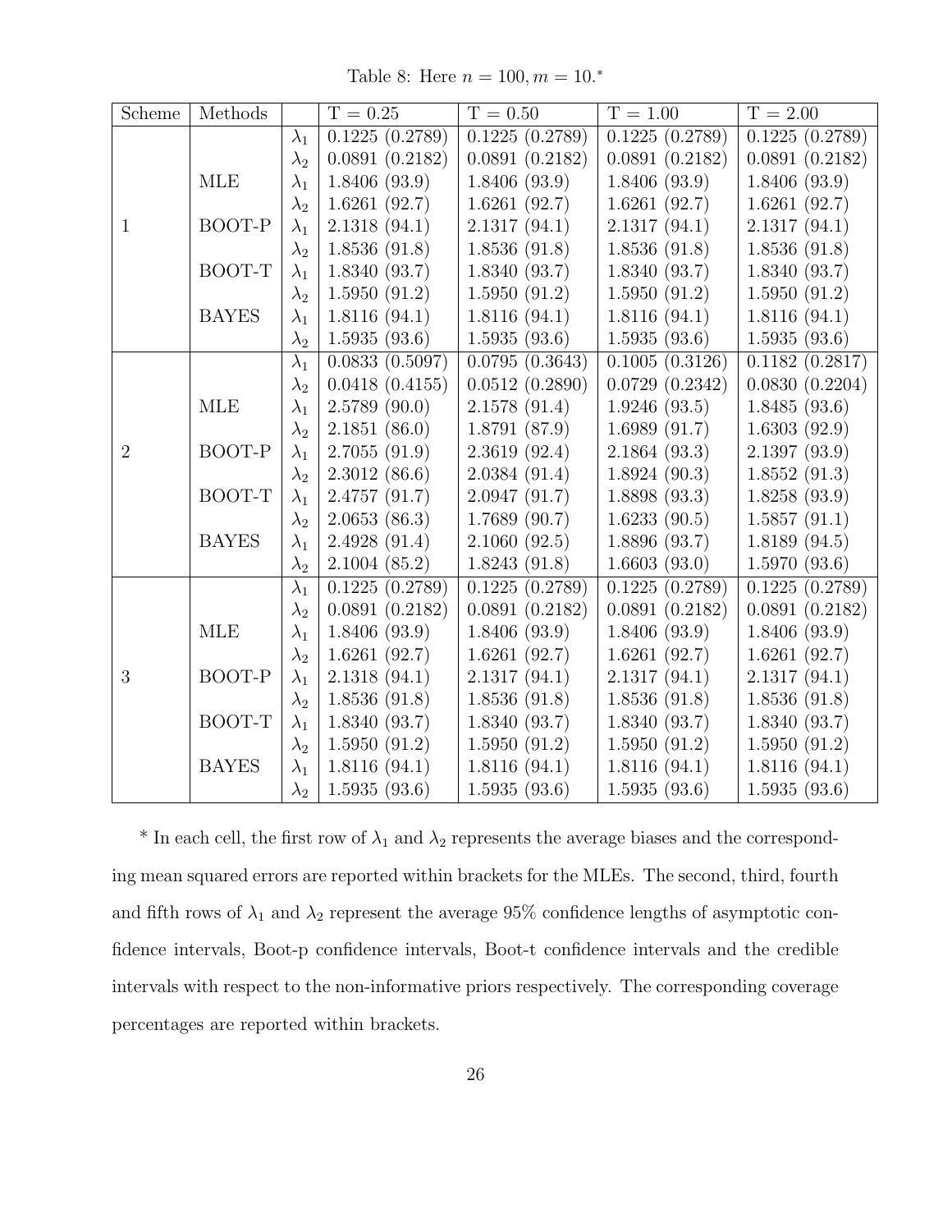Table 8: Here $n = 100, m = 10$.*

| Scheme | Methods | | T = 0.25 | T = 0.50 | T = 1.00 | T = 2.00 |
|---|---|---|---|---|---|---|
| | | $\lambda_1$ | 0.1225 (0.2789) | 0.1225 (0.2789) | 0.1225 (0.2789) | 0.1225 (0.2789) |
| | | $\lambda_2$ | 0.0891 (0.2182) | 0.0891 (0.2182) | 0.0891 (0.2182) | 0.0891 (0.2182) |
| | MLE | $\lambda_1$ | 1.8406 (93.9) | 1.8406 (93.9) | 1.8406 (93.9) | 1.8406 (93.9) |
| | | $\lambda_2$ | 1.6261 (92.7) | 1.6261 (92.7) | 1.6261 (92.7) | 1.6261 (92.7) |
| 1 | BOOT-P | $\lambda_1$ | 2.1318 (94.1) | 2.1317 (94.1) | 2.1317 (94.1) | 2.1317 (94.1) |
| | | $\lambda_2$ | 1.8536 (91.8) | 1.8536 (91.8) | 1.8536 (91.8) | 1.8536 (91.8) |
| | BOOT-T | $\lambda_1$ | 1.8340 (93.7) | 1.8340 (93.7) | 1.8340 (93.7) | 1.8340 (93.7) |
| | | $\lambda_2$ | 1.5950 (91.2) | 1.5950 (91.2) | 1.5950 (91.2) | 1.5950 (91.2) |
| | BAYES | $\lambda_1$ | 1.8116 (94.1) | 1.8116 (94.1) | 1.8116 (94.1) | 1.8116 (94.1) |
| | | $\lambda_2$ | 1.5935 (93.6) | 1.5935 (93.6) | 1.5935 (93.6) | 1.5935 (93.6) |
| | | $\lambda_1$ | 0.0833 (0.5097) | 0.0795 (0.3643) | 0.1005 (0.3126) | 0.1182 (0.2817) |
| | | $\lambda_2$ | 0.0418 (0.4155) | 0.0512 (0.2890) | 0.0729 (0.2342) | 0.0830 (0.2204) |
| | MLE | $\lambda_1$ | 2.5789 (90.0) | 2.1578 (91.4) | 1.9246 (93.5) | 1.8485 (93.6) |
| | | $\lambda_2$ | 2.1851 (86.0) | 1.8791 (87.9) | 1.6989 (91.7) | 1.6303 (92.9) |
| 2 | BOOT-P | $\lambda_1$ | 2.7055 (91.9) | 2.3619 (92.4) | 2.1864 (93.3) | 2.1397 (93.9) |
| | | $\lambda_2$ | 2.3012 (86.6) | 2.0384 (91.4) | 1.8924 (90.3) | 1.8552 (91.3) |
| | BOOT-T | $\lambda_1$ | 2.4757 (91.7) | 2.0947 (91.7) | 1.8898 (93.3) | 1.8258 (93.9) |
| | | $\lambda_2$ | 2.0653 (86.3) | 1.7689 (90.7) | 1.6233 (90.5) | 1.5857 (91.1) |
| | BAYES | $\lambda_1$ | 2.4928 (91.4) | 2.1060 (92.5) | 1.8896 (93.7) | 1.8189 (94.5) |
| | | $\lambda_2$ | 2.1004 (85.2) | 1.8243 (91.8) | 1.6603 (93.0) | 1.5970 (93.6) |
| | | $\lambda_1$ | 0.1225 (0.2789) | 0.1225 (0.2789) | 0.1225 (0.2789) | 0.1225 (0.2789) |
| | | $\lambda_2$ | 0.0891 (0.2182) | 0.0891 (0.2182) | 0.0891 (0.2182) | 0.0891 (0.2182) |
| | MLE | $\lambda_1$ | 1.8406 (93.9) | 1.8406 (93.9) | 1.8406 (93.9) | 1.8406 (93.9) |
| | | $\lambda_2$ | 1.6261 (92.7) | 1.6261 (92.7) | 1.6261 (92.7) | 1.6261 (92.7) |
| 3 | BOOT-P | $\lambda_1$ | 2.1318 (94.1) | 2.1317 (94.1) | 2.1317 (94.1) | 2.1317 (94.1) |
| | | $\lambda_2$ | 1.8536 (91.8) | 1.8536 (91.8) | 1.8536 (91.8) | 1.8536 (91.8) |
| | BOOT-T | $\lambda_1$ | 1.8340 (93.7) | 1.8340 (93.7) | 1.8340 (93.7) | 1.8340 (93.7) |
| | | $\lambda_2$ | 1.5950 (91.2) | 1.5950 (91.2) | 1.5950 (91.2) | 1.5950 (91.2) |
| | BAYES | $\lambda_1$ | 1.8116 (94.1) | 1.8116 (94.1) | 1.8116 (94.1) | 1.8116 (94.1) |
| | | $\lambda_2$ | 1.5935 (93.6) | 1.5935 (93.6) | 1.5935 (93.6) | 1.5935 (93.6) |

* In each cell, the first row of $\lambda_1$ and $\lambda_2$ represents the average biases and the corresponding mean squared errors are reported within brackets for the MLEs. The second, third, fourth and fifth rows of $\lambda_1$ and $\lambda_2$ represent the average 95% confidence lengths of asymptotic confidence intervals, Boot-p confidence intervals, Boot-t confidence intervals and the credible intervals with respect to the non-informative priors respectively. The corresponding coverage percentages are reported within brackets.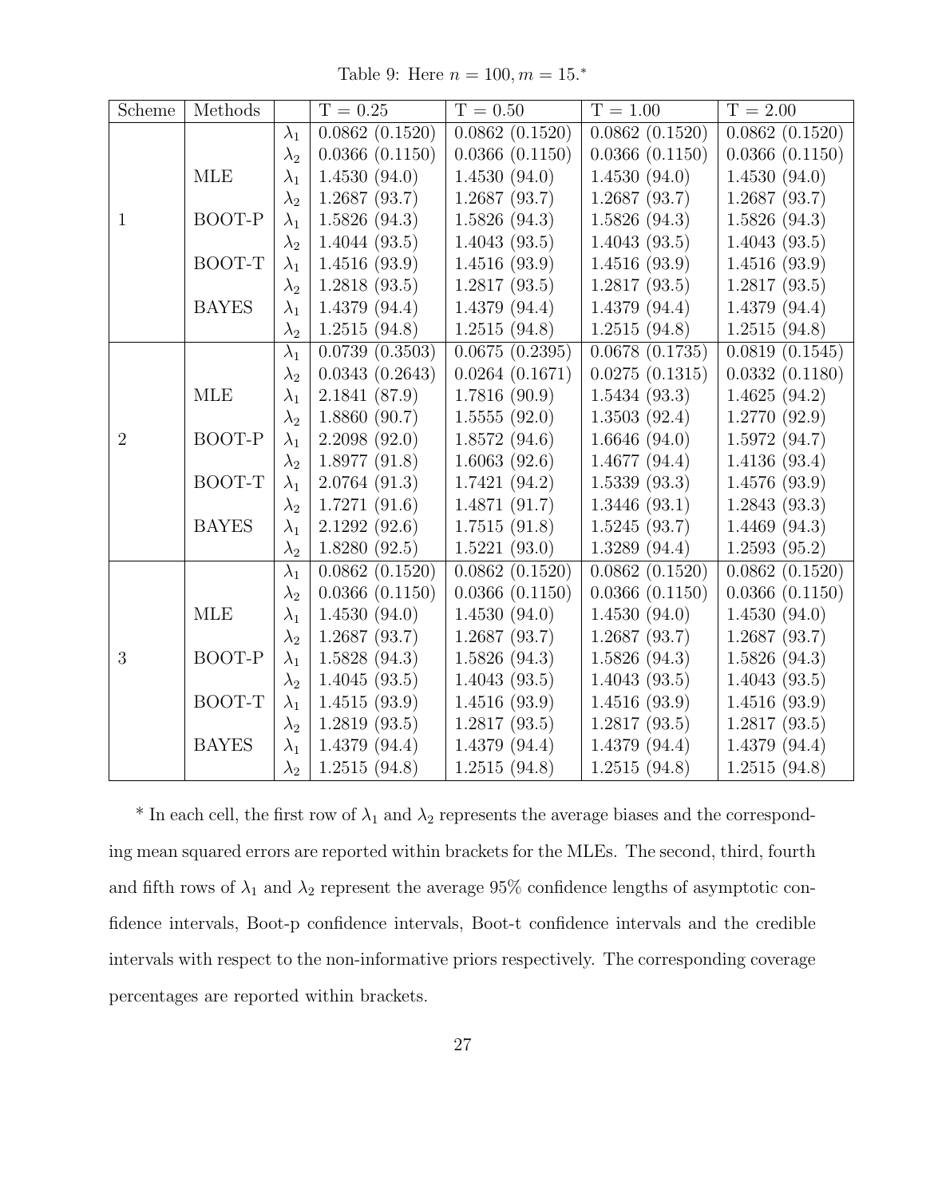Table 9: Here $n = 100, m = 15$.*

| Scheme | Methods | | T = 0.25 | T = 0.50 | T = 1.00 | T = 2.00 |
|---|---|---|---|---|---|---|
| | | $\lambda_1$ | 0.0862 (0.1520) | 0.0862 (0.1520) | 0.0862 (0.1520) | 0.0862 (0.1520) |
| | | $\lambda_2$ | 0.0366 (0.1150) | 0.0366 (0.1150) | 0.0366 (0.1150) | 0.0366 (0.1150) |
| | MLE | $\lambda_1$ | 1.4530 (94.0) | 1.4530 (94.0) | 1.4530 (94.0) | 1.4530 (94.0) |
| | | $\lambda_2$ | 1.2687 (93.7) | 1.2687 (93.7) | 1.2687 (93.7) | 1.2687 (93.7) |
| 1 | BOOT-P | $\lambda_1$ | 1.5826 (94.3) | 1.5826 (94.3) | 1.5826 (94.3) | 1.5826 (94.3) |
| | | $\lambda_2$ | 1.4044 (93.5) | 1.4043 (93.5) | 1.4043 (93.5) | 1.4043 (93.5) |
| | BOOT-T | $\lambda_1$ | 1.4516 (93.9) | 1.4516 (93.9) | 1.4516 (93.9) | 1.4516 (93.9) |
| | | $\lambda_2$ | 1.2818 (93.5) | 1.2817 (93.5) | 1.2817 (93.5) | 1.2817 (93.5) |
| | BAYES | $\lambda_1$ | 1.4379 (94.4) | 1.4379 (94.4) | 1.4379 (94.4) | 1.4379 (94.4) |
| | | $\lambda_2$ | 1.2515 (94.8) | 1.2515 (94.8) | 1.2515 (94.8) | 1.2515 (94.8) |
| | | $\lambda_1$ | 0.0739 (0.3503) | 0.0675 (0.2395) | 0.0678 (0.1735) | 0.0819 (0.1545) |
| | | $\lambda_2$ | 0.0343 (0.2643) | 0.0264 (0.1671) | 0.0275 (0.1315) | 0.0332 (0.1180) |
| | MLE | $\lambda_1$ | 2.1841 (87.9) | 1.7816 (90.9) | 1.5434 (93.3) | 1.4625 (94.2) |
| | | $\lambda_2$ | 1.8860 (90.7) | 1.5555 (92.0) | 1.3503 (92.4) | 1.2770 (92.9) |
| 2 | BOOT-P | $\lambda_1$ | 2.2098 (92.0) | 1.8572 (94.6) | 1.6646 (94.0) | 1.5972 (94.7) |
| | | $\lambda_2$ | 1.8977 (91.8) | 1.6063 (92.6) | 1.4677 (94.4) | 1.4136 (93.4) |
| | BOOT-T | $\lambda_1$ | 2.0764 (91.3) | 1.7421 (94.2) | 1.5339 (93.3) | 1.4576 (93.9) |
| | | $\lambda_2$ | 1.7271 (91.6) | 1.4871 (91.7) | 1.3446 (93.1) | 1.2843 (93.3) |
| | BAYES | $\lambda_1$ | 2.1292 (92.6) | 1.7515 (91.8) | 1.5245 (93.7) | 1.4469 (94.3) |
| | | $\lambda_2$ | 1.8280 (92.5) | 1.5221 (93.0) | 1.3289 (94.4) | 1.2593 (95.2) |
| | | $\lambda_1$ | 0.0862 (0.1520) | 0.0862 (0.1520) | 0.0862 (0.1520) | 0.0862 (0.1520) |
| | | $\lambda_2$ | 0.0366 (0.1150) | 0.0366 (0.1150) | 0.0366 (0.1150) | 0.0366 (0.1150) |
| | MLE | $\lambda_1$ | 1.4530 (94.0) | 1.4530 (94.0) | 1.4530 (94.0) | 1.4530 (94.0) |
| | | $\lambda_2$ | 1.2687 (93.7) | 1.2687 (93.7) | 1.2687 (93.7) | 1.2687 (93.7) |
| 3 | BOOT-P | $\lambda_1$ | 1.5828 (94.3) | 1.5826 (94.3) | 1.5826 (94.3) | 1.5826 (94.3) |
| | | $\lambda_2$ | 1.4045 (93.5) | 1.4043 (93.5) | 1.4043 (93.5) | 1.4043 (93.5) |
| | BOOT-T | $\lambda_1$ | 1.4515 (93.9) | 1.4516 (93.9) | 1.4516 (93.9) | 1.4516 (93.9) |
| | | $\lambda_2$ | 1.2819 (93.5) | 1.2817 (93.5) | 1.2817 (93.5) | 1.2817 (93.5) |
| | BAYES | $\lambda_1$ | 1.4379 (94.4) | 1.4379 (94.4) | 1.4379 (94.4) | 1.4379 (94.4) |
| | | $\lambda_2$ | 1.2515 (94.8) | 1.2515 (94.8) | 1.2515 (94.8) | 1.2515 (94.8) |

* In each cell, the first row of $\lambda_1$ and $\lambda_2$ represents the average biases and the corresponding mean squared errors are reported within brackets for the MLEs. The second, third, fourth and fifth rows of $\lambda_1$ and $\lambda_2$ represent the average 95% confidence lengths of asymptotic confidence intervals, Boot-p confidence intervals, Boot-t confidence intervals and the credible intervals with respect to the non-informative priors respectively. The corresponding coverage percentages are reported within brackets.